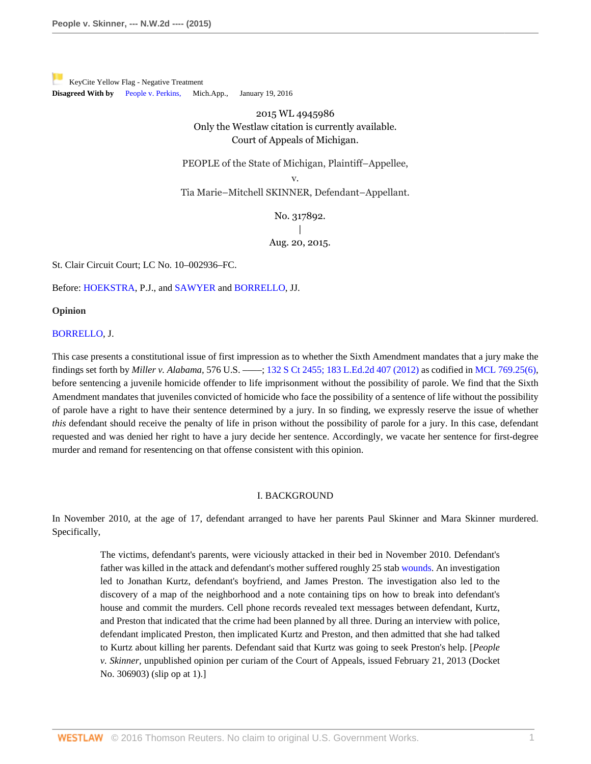KeyCite Yellow Flag - Negative Treatment
**Disagreed With by** People v. Perkins, Mich.App., January 19, 2016

2015 WL 4945986
Only the Westlaw citation is currently available.
Court of Appeals of Michigan.

PEOPLE of the State of Michigan, Plaintiff–Appellee,
v.
Tia Marie–Mitchell SKINNER, Defendant–Appellant.

No. 317892.
|
Aug. 20, 2015.

St. Clair Circuit Court; LC No. 10–002936–FC.

Before: HOEKSTRA, P.J., and SAWYER and BORRELLO, JJ.

**Opinion**

BORRELLO, J.

This case presents a constitutional issue of first impression as to whether the Sixth Amendment mandates that a jury make the findings set forth by *Miller v. Alabama,* 576 U.S. ––––; 132 S Ct 2455; 183 L.Ed.2d 407 (2012) as codified in MCL 769.25(6), before sentencing a juvenile homicide offender to life imprisonment without the possibility of parole. We find that the Sixth Amendment mandates that juveniles convicted of homicide who face the possibility of a sentence of life without the possibility of parole have a right to have their sentence determined by a jury. In so finding, we expressly reserve the issue of whether *this* defendant should receive the penalty of life in prison without the possibility of parole for a jury. In this case, defendant requested and was denied her right to have a jury decide her sentence. Accordingly, we vacate her sentence for first-degree murder and remand for resentencing on that offense consistent with this opinion.

## I. BACKGROUND

In November 2010, at the age of 17, defendant arranged to have her parents Paul Skinner and Mara Skinner murdered. Specifically,

> The victims, defendant's parents, were viciously attacked in their bed in November 2010. Defendant's father was killed in the attack and defendant's mother suffered roughly 25 stab wounds. An investigation led to Jonathan Kurtz, defendant's boyfriend, and James Preston. The investigation also led to the discovery of a map of the neighborhood and a note containing tips on how to break into defendant's house and commit the murders. Cell phone records revealed text messages between defendant, Kurtz, and Preston that indicated that the crime had been planned by all three. During an interview with police, defendant implicated Preston, then implicated Kurtz and Preston, and then admitted that she had talked to Kurtz about killing her parents. Defendant said that Kurtz was going to seek Preston's help. [*People v. Skinner,* unpublished opinion per curiam of the Court of Appeals, issued February 21, 2013 (Docket No. 306903) (slip op at 1).]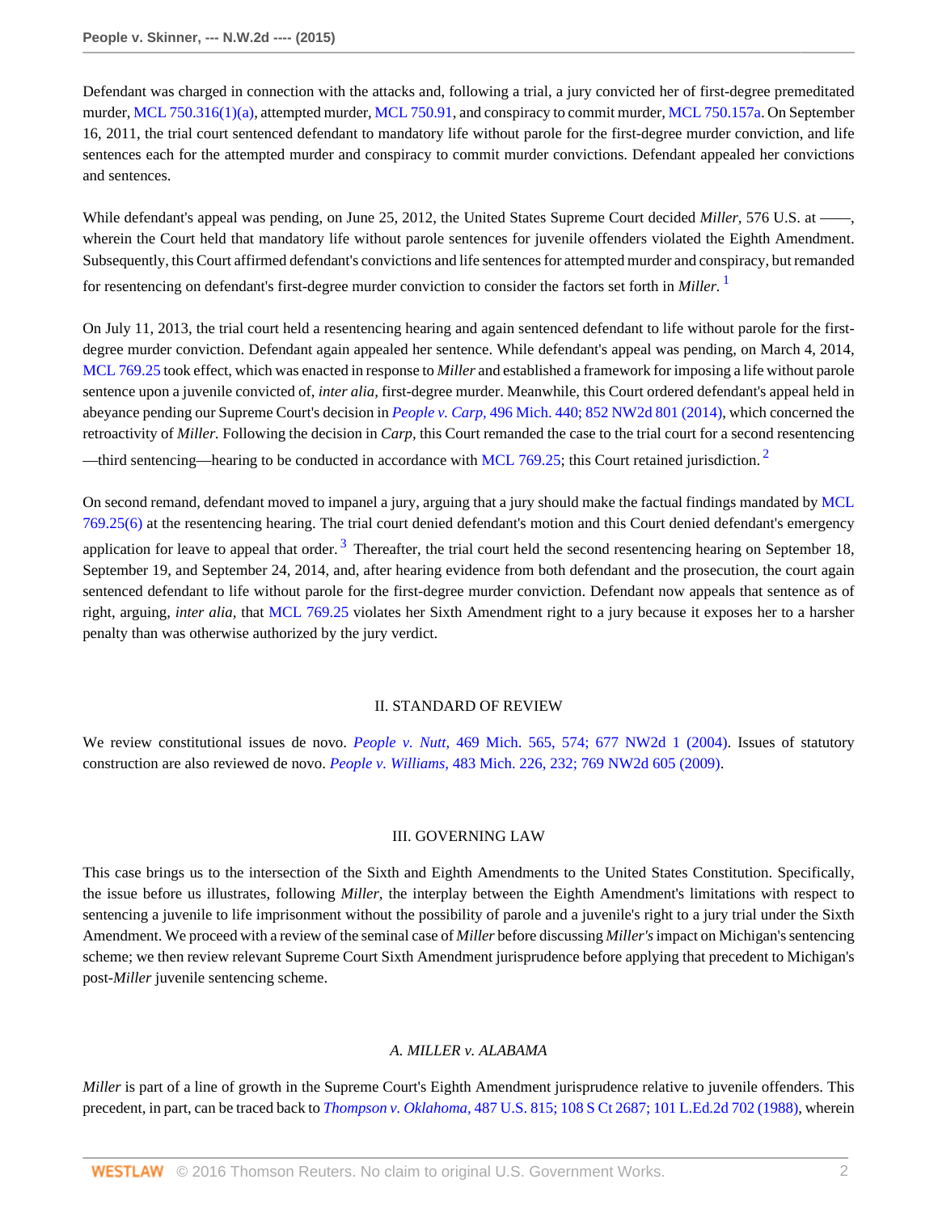Defendant was charged in connection with the attacks and, following a trial, a jury convicted her of first-degree premeditated murder, MCL 750.316(1)(a), attempted murder, MCL 750.91, and conspiracy to commit murder, MCL 750.157a. On September 16, 2011, the trial court sentenced defendant to mandatory life without parole for the first-degree murder conviction, and life sentences each for the attempted murder and conspiracy to commit murder convictions. Defendant appealed her convictions and sentences.

While defendant's appeal was pending, on June 25, 2012, the United States Supreme Court decided *Miller*, 576 U.S. at ——, wherein the Court held that mandatory life without parole sentences for juvenile offenders violated the Eighth Amendment. Subsequently, this Court affirmed defendant's convictions and life sentences for attempted murder and conspiracy, but remanded for resentencing on defendant's first-degree murder conviction to consider the factors set forth in *Miller.* [1]

On July 11, 2013, the trial court held a resentencing hearing and again sentenced defendant to life without parole for the first-degree murder conviction. Defendant again appealed her sentence. While defendant's appeal was pending, on March 4, 2014, MCL 769.25 took effect, which was enacted in response to *Miller* and established a framework for imposing a life without parole sentence upon a juvenile convicted of, *inter alia,* first-degree murder. Meanwhile, this Court ordered defendant's appeal held in abeyance pending our Supreme Court's decision in *People v. Carp,* 496 Mich. 440; 852 NW2d 801 (2014), which concerned the retroactivity of *Miller.* Following the decision in *Carp,* this Court remanded the case to the trial court for a second resentencing—third sentencing—hearing to be conducted in accordance with MCL 769.25; this Court retained jurisdiction. [2]

On second remand, defendant moved to impanel a jury, arguing that a jury should make the factual findings mandated by MCL 769.25(6) at the resentencing hearing. The trial court denied defendant's motion and this Court denied defendant's emergency application for leave to appeal that order. [3] Thereafter, the trial court held the second resentencing hearing on September 18, September 19, and September 24, 2014, and, after hearing evidence from both defendant and the prosecution, the court again sentenced defendant to life without parole for the first-degree murder conviction. Defendant now appeals that sentence as of right, arguing, *inter alia,* that MCL 769.25 violates her Sixth Amendment right to a jury because it exposes her to a harsher penalty than was otherwise authorized by the jury verdict.

## II. STANDARD OF REVIEW

We review constitutional issues de novo. *People v. Nutt,* 469 Mich. 565, 574; 677 NW2d 1 (2004). Issues of statutory construction are also reviewed de novo. *People v. Williams,* 483 Mich. 226, 232; 769 NW2d 605 (2009).

## III. GOVERNING LAW

This case brings us to the intersection of the Sixth and Eighth Amendments to the United States Constitution. Specifically, the issue before us illustrates, following *Miller,* the interplay between the Eighth Amendment's limitations with respect to sentencing a juvenile to life imprisonment without the possibility of parole and a juvenile's right to a jury trial under the Sixth Amendment. We proceed with a review of the seminal case of *Miller* before discussing *Miller's* impact on Michigan's sentencing scheme; we then review relevant Supreme Court Sixth Amendment jurisprudence before applying that precedent to Michigan's post-*Miller* juvenile sentencing scheme.

### *A. MILLER v. ALABAMA*

*Miller* is part of a line of growth in the Supreme Court's Eighth Amendment jurisprudence relative to juvenile offenders. This precedent, in part, can be traced back to *Thompson v. Oklahoma,* 487 U.S. 815; 108 S Ct 2687; 101 L.Ed.2d 702 (1988), wherein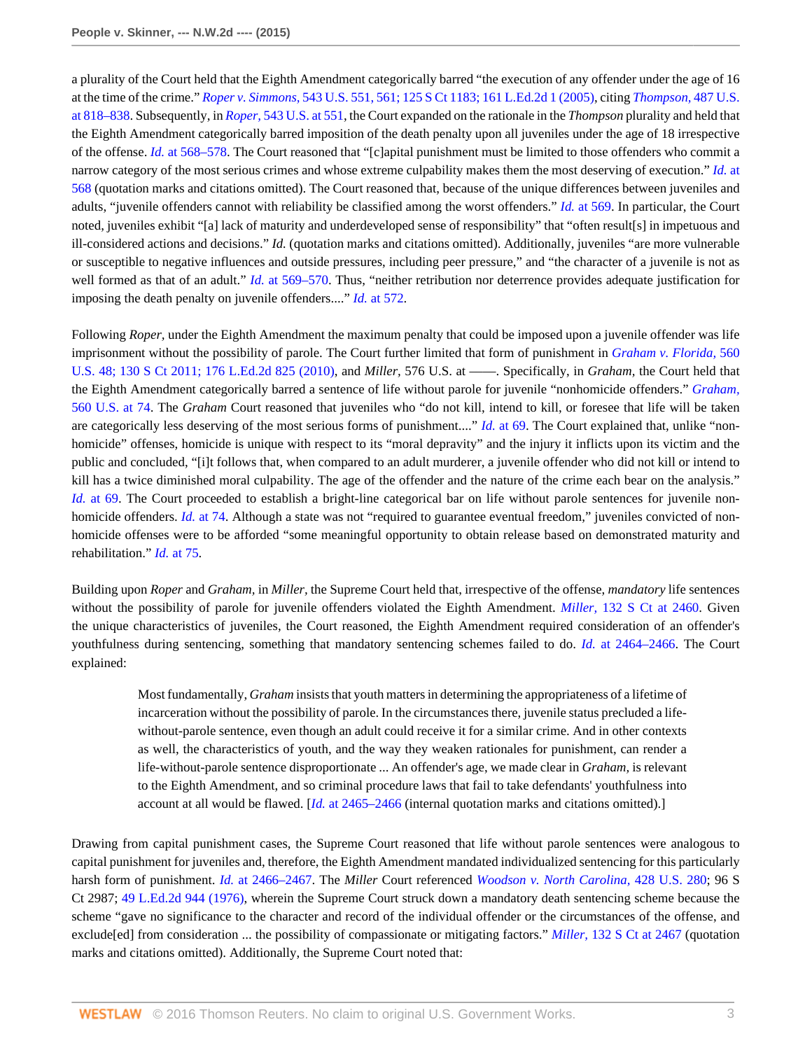a plurality of the Court held that the Eighth Amendment categorically barred "the execution of any offender under the age of 16 at the time of the crime." *Roper v. Simmons,* 543 U.S. 551, 561; 125 S Ct 1183; 161 L.Ed.2d 1 (2005), citing *Thompson,* 487 U.S. at 818–838. Subsequently, in *Roper,* 543 U.S. at 551, the Court expanded on the rationale in the *Thompson* plurality and held that the Eighth Amendment categorically barred imposition of the death penalty upon all juveniles under the age of 18 irrespective of the offense. *Id.* at 568–578. The Court reasoned that "[c]apital punishment must be limited to those offenders who commit a narrow category of the most serious crimes and whose extreme culpability makes them the most deserving of execution." *Id.* at 568 (quotation marks and citations omitted). The Court reasoned that, because of the unique differences between juveniles and adults, "juvenile offenders cannot with reliability be classified among the worst offenders." *Id.* at 569. In particular, the Court noted, juveniles exhibit "[a] lack of maturity and underdeveloped sense of responsibility" that "often result[s] in impetuous and ill-considered actions and decisions." *Id.* (quotation marks and citations omitted). Additionally, juveniles "are more vulnerable or susceptible to negative influences and outside pressures, including peer pressure," and "the character of a juvenile is not as well formed as that of an adult." *Id.* at 569–570. Thus, "neither retribution nor deterrence provides adequate justification for imposing the death penalty on juvenile offenders...." *Id.* at 572.

Following *Roper,* under the Eighth Amendment the maximum penalty that could be imposed upon a juvenile offender was life imprisonment without the possibility of parole. The Court further limited that form of punishment in *Graham v. Florida,* 560 U.S. 48; 130 S Ct 2011; 176 L.Ed.2d 825 (2010), and *Miller,* 576 U.S. at ––––. Specifically, in *Graham,* the Court held that the Eighth Amendment categorically barred a sentence of life without parole for juvenile "nonhomicide offenders." *Graham,* 560 U.S. at 74. The *Graham* Court reasoned that juveniles who "do not kill, intend to kill, or foresee that life will be taken are categorically less deserving of the most serious forms of punishment...." *Id.* at 69. The Court explained that, unlike "non-homicide" offenses, homicide is unique with respect to its "moral depravity" and the injury it inflicts upon its victim and the public and concluded, "[i]t follows that, when compared to an adult murderer, a juvenile offender who did not kill or intend to kill has a twice diminished moral culpability. The age of the offender and the nature of the crime each bear on the analysis." *Id.* at 69. The Court proceeded to establish a bright-line categorical bar on life without parole sentences for juvenile non-homicide offenders. *Id.* at 74. Although a state was not "required to guarantee eventual freedom," juveniles convicted of non-homicide offenses were to be afforded "some meaningful opportunity to obtain release based on demonstrated maturity and rehabilitation." *Id.* at 75.

Building upon *Roper* and *Graham,* in *Miller,* the Supreme Court held that, irrespective of the offense, *mandatory* life sentences without the possibility of parole for juvenile offenders violated the Eighth Amendment. *Miller,* 132 S Ct at 2460. Given the unique characteristics of juveniles, the Court reasoned, the Eighth Amendment required consideration of an offender's youthfulness during sentencing, something that mandatory sentencing schemes failed to do. *Id.* at 2464–2466. The Court explained:

> Most fundamentally, *Graham* insists that youth matters in determining the appropriateness of a lifetime of incarceration without the possibility of parole. In the circumstances there, juvenile status precluded a life-without-parole sentence, even though an adult could receive it for a similar crime. And in other contexts as well, the characteristics of youth, and the way they weaken rationales for punishment, can render a life-without-parole sentence disproportionate ... An offender's age, we made clear in *Graham,* is relevant to the Eighth Amendment, and so criminal procedure laws that fail to take defendants' youthfulness into account at all would be flawed. [*Id.* at 2465–2466 (internal quotation marks and citations omitted).]

Drawing from capital punishment cases, the Supreme Court reasoned that life without parole sentences were analogous to capital punishment for juveniles and, therefore, the Eighth Amendment mandated individualized sentencing for this particularly harsh form of punishment. *Id.* at 2466–2467. The *Miller* Court referenced *Woodson v. North Carolina,* 428 U.S. 280; 96 S Ct 2987; 49 L.Ed.2d 944 (1976), wherein the Supreme Court struck down a mandatory death sentencing scheme because the scheme "gave no significance to the character and record of the individual offender or the circumstances of the offense, and exclude[ed] from consideration ... the possibility of compassionate or mitigating factors." *Miller,* 132 S Ct at 2467 (quotation marks and citations omitted). Additionally, the Supreme Court noted that: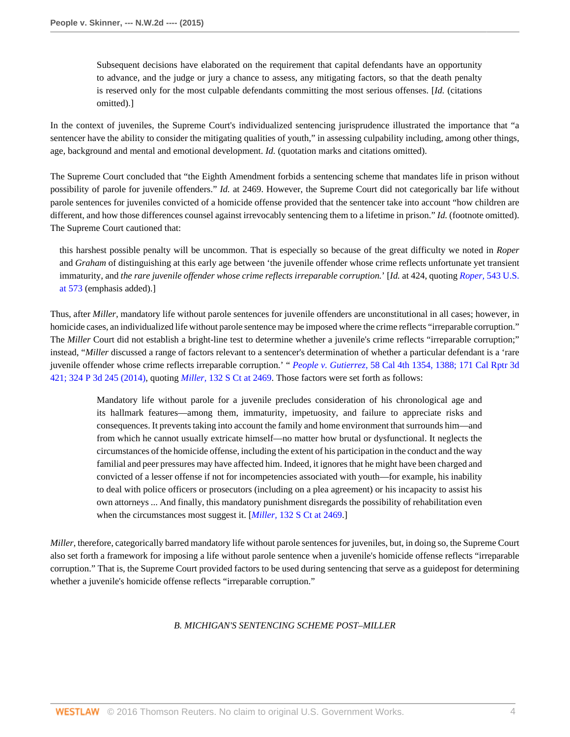> Subsequent decisions have elaborated on the requirement that capital defendants have an opportunity to advance, and the judge or jury a chance to assess, any mitigating factors, so that the death penalty is reserved only for the most culpable defendants committing the most serious offenses. [*Id.* (citations omitted).]

In the context of juveniles, the Supreme Court's individualized sentencing jurisprudence illustrated the importance that "a sentencer have the ability to consider the mitigating qualities of youth," in assessing culpability including, among other things, age, background and mental and emotional development. *Id.* (quotation marks and citations omitted).

The Supreme Court concluded that "the Eighth Amendment forbids a sentencing scheme that mandates life in prison without possibility of parole for juvenile offenders." *Id.* at 2469. However, the Supreme Court did not categorically bar life without parole sentences for juveniles convicted of a homicide offense provided that the sentencer take into account "how children are different, and how those differences counsel against irrevocably sentencing them to a lifetime in prison." *Id.* (footnote omitted). The Supreme Court cautioned that:

> this harshest possible penalty will be uncommon. That is especially so because of the great difficulty we noted in *Roper* and *Graham* of distinguishing at this early age between 'the juvenile offender whose crime reflects unfortunate yet transient immaturity, and *the rare juvenile offender whose crime reflects irreparable corruption.*' [*Id.* at 424, quoting *Roper,* 543 U.S. at 573 (emphasis added).]

Thus, after *Miller,* mandatory life without parole sentences for juvenile offenders are unconstitutional in all cases; however, in homicide cases, an individualized life without parole sentence may be imposed where the crime reflects "irreparable corruption." The *Miller* Court did not establish a bright-line test to determine whether a juvenile's crime reflects "irreparable corruption;" instead, "*Miller* discussed a range of factors relevant to a sentencer's determination of whether a particular defendant is a 'rare juvenile offender whose crime reflects irreparable corruption.' " *People v. Gutierrez,* 58 Cal 4th 1354, 1388; 171 Cal Rptr 3d 421; 324 P 3d 245 (2014), quoting *Miller,* 132 S Ct at 2469. Those factors were set forth as follows:

> Mandatory life without parole for a juvenile precludes consideration of his chronological age and its hallmark features—among them, immaturity, impetuosity, and failure to appreciate risks and consequences. It prevents taking into account the family and home environment that surrounds him—and from which he cannot usually extricate himself—no matter how brutal or dysfunctional. It neglects the circumstances of the homicide offense, including the extent of his participation in the conduct and the way familial and peer pressures may have affected him. Indeed, it ignores that he might have been charged and convicted of a lesser offense if not for incompetencies associated with youth—for example, his inability to deal with police officers or prosecutors (including on a plea agreement) or his incapacity to assist his own attorneys ... And finally, this mandatory punishment disregards the possibility of rehabilitation even when the circumstances most suggest it. [*Miller,* 132 S Ct at 2469.]

*Miller,* therefore, categorically barred mandatory life without parole sentences for juveniles, but, in doing so, the Supreme Court also set forth a framework for imposing a life without parole sentence when a juvenile's homicide offense reflects "irreparable corruption." That is, the Supreme Court provided factors to be used during sentencing that serve as a guidepost for determining whether a juvenile's homicide offense reflects "irreparable corruption."

### *B. MICHIGAN'S SENTENCING SCHEME POST–MILLER*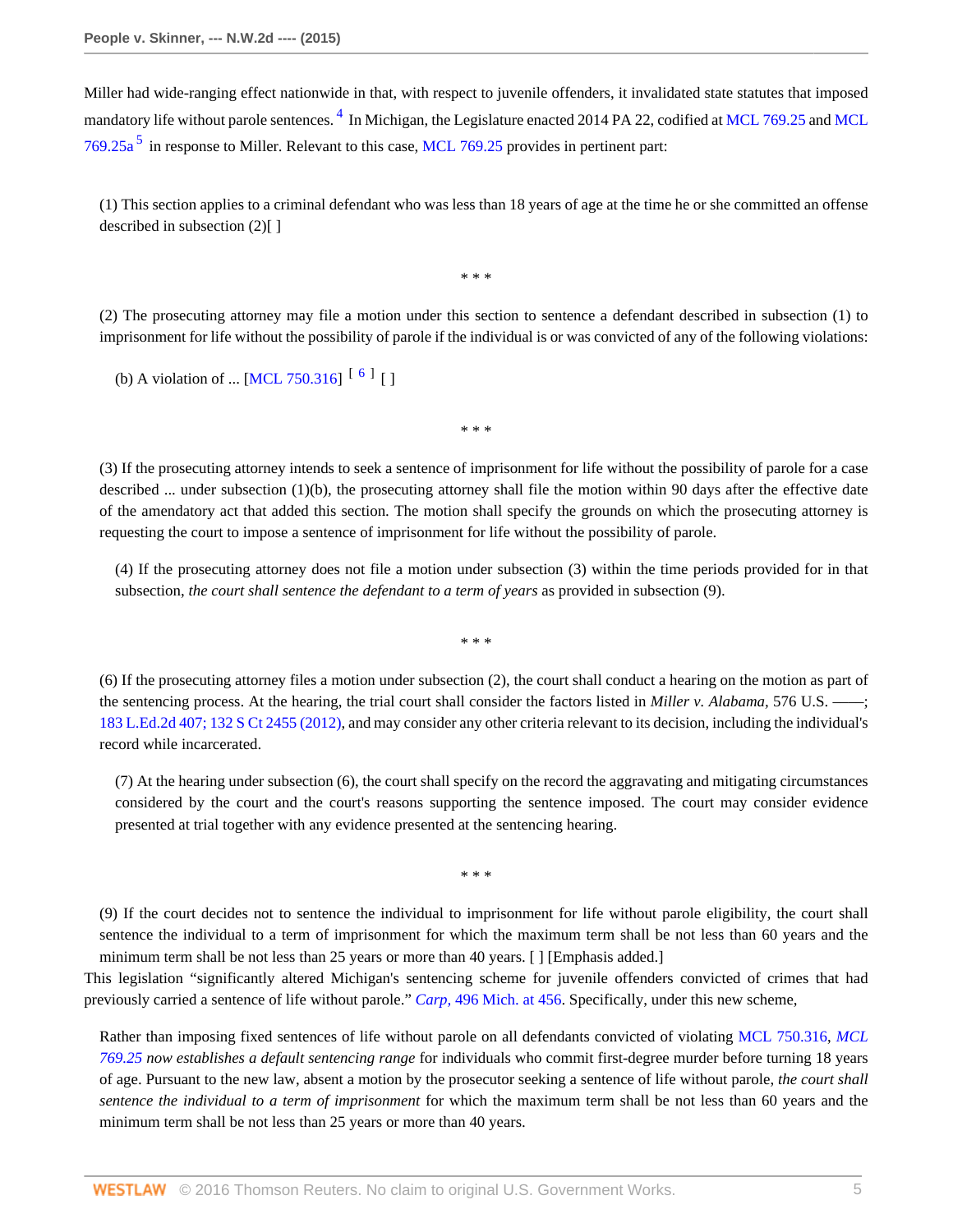Miller had wide-ranging effect nationwide in that, with respect to juvenile offenders, it invalidated state statutes that imposed mandatory life without parole sentences. [4] In Michigan, the Legislature enacted 2014 PA 22, codified at MCL 769.25 and MCL 769.25a [5] in response to Miller. Relevant to this case, MCL 769.25 provides in pertinent part:

> (1) This section applies to a criminal defendant who was less than 18 years of age at the time he or she committed an offense described in subsection (2)[ ]
>
> \* \* \*
>
> (2) The prosecuting attorney may file a motion under this section to sentence a defendant described in subsection (1) to imprisonment for life without the possibility of parole if the individual is or was convicted of any of the following violations:
>
> (b) A violation of ... [MCL 750.316] [6] [ ]
>
> \* \* \*
>
> (3) If the prosecuting attorney intends to seek a sentence of imprisonment for life without the possibility of parole for a case described ... under subsection (1)(b), the prosecuting attorney shall file the motion within 90 days after the effective date of the amendatory act that added this section. The motion shall specify the grounds on which the prosecuting attorney is requesting the court to impose a sentence of imprisonment for life without the possibility of parole.
>
> (4) If the prosecuting attorney does not file a motion under subsection (3) within the time periods provided for in that subsection, *the court shall sentence the defendant to a term of years* as provided in subsection (9).
>
> \* \* \*
>
> (6) If the prosecuting attorney files a motion under subsection (2), the court shall conduct a hearing on the motion as part of the sentencing process. At the hearing, the trial court shall consider the factors listed in *Miller v. Alabama,* 576 U.S. ——; 183 L.Ed.2d 407; 132 S Ct 2455 (2012), and may consider any other criteria relevant to its decision, including the individual's record while incarcerated.
>
> (7) At the hearing under subsection (6), the court shall specify on the record the aggravating and mitigating circumstances considered by the court and the court's reasons supporting the sentence imposed. The court may consider evidence presented at trial together with any evidence presented at the sentencing hearing.
>
> \* \* \*
>
> (9) If the court decides not to sentence the individual to imprisonment for life without parole eligibility, the court shall sentence the individual to a term of imprisonment for which the maximum term shall be not less than 60 years and the minimum term shall be not less than 25 years or more than 40 years. [ ] [Emphasis added.]

This legislation "significantly altered Michigan's sentencing scheme for juvenile offenders convicted of crimes that had previously carried a sentence of life without parole." *Carp,* 496 Mich. at 456. Specifically, under this new scheme,

> Rather than imposing fixed sentences of life without parole on all defendants convicted of violating MCL 750.316, *MCL 769.25 now establishes a default sentencing range* for individuals who commit first-degree murder before turning 18 years of age. Pursuant to the new law, absent a motion by the prosecutor seeking a sentence of life without parole, *the court shall sentence the individual to a term of imprisonment* for which the maximum term shall be not less than 60 years and the minimum term shall be not less than 25 years or more than 40 years.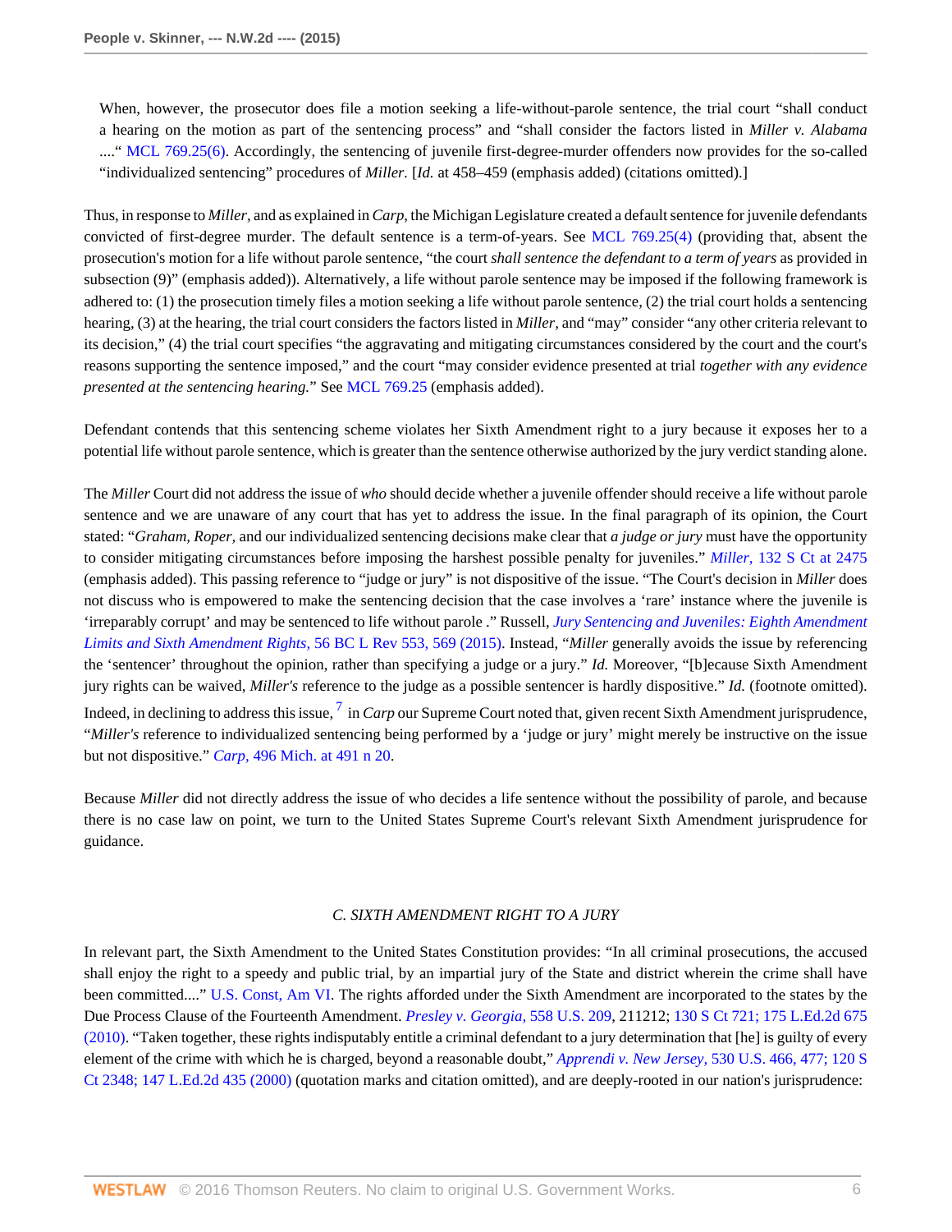When, however, the prosecutor does file a motion seeking a life-without-parole sentence, the trial court "shall conduct a hearing on the motion as part of the sentencing process" and "shall consider the factors listed in *Miller v. Alabama* ...." MCL 769.25(6). Accordingly, the sentencing of juvenile first-degree-murder offenders now provides for the so-called "individualized sentencing" procedures of *Miller.* [*Id.* at 458–459 (emphasis added) (citations omitted).]

Thus, in response to *Miller,* and as explained in *Carp,* the Michigan Legislature created a default sentence for juvenile defendants convicted of first-degree murder. The default sentence is a term-of-years. See MCL 769.25(4) (providing that, absent the prosecution's motion for a life without parole sentence, "the court *shall sentence the defendant to a term of years* as provided in subsection (9)" (emphasis added)). Alternatively, a life without parole sentence may be imposed if the following framework is adhered to: (1) the prosecution timely files a motion seeking a life without parole sentence, (2) the trial court holds a sentencing hearing, (3) at the hearing, the trial court considers the factors listed in *Miller,* and "may" consider "any other criteria relevant to its decision," (4) the trial court specifies "the aggravating and mitigating circumstances considered by the court and the court's reasons supporting the sentence imposed," and the court "may consider evidence presented at trial *together with any evidence presented at the sentencing hearing.*" See MCL 769.25 (emphasis added).

Defendant contends that this sentencing scheme violates her Sixth Amendment right to a jury because it exposes her to a potential life without parole sentence, which is greater than the sentence otherwise authorized by the jury verdict standing alone.

The *Miller* Court did not address the issue of *who* should decide whether a juvenile offender should receive a life without parole sentence and we are unaware of any court that has yet to address the issue. In the final paragraph of its opinion, the Court stated: "*Graham, Roper,* and our individualized sentencing decisions make clear that *a judge or jury* must have the opportunity to consider mitigating circumstances before imposing the harshest possible penalty for juveniles." *Miller,* 132 S Ct at 2475 (emphasis added). This passing reference to "judge or jury" is not dispositive of the issue. "The Court's decision in *Miller* does not discuss who is empowered to make the sentencing decision that the case involves a 'rare' instance where the juvenile is 'irreparably corrupt' and may be sentenced to life without parole ." Russell, *Jury Sentencing and Juveniles: Eighth Amendment Limits and Sixth Amendment Rights,* 56 BC L Rev 553, 569 (2015). Instead, "*Miller* generally avoids the issue by referencing the 'sentencer' throughout the opinion, rather than specifying a judge or a jury." *Id.* Moreover, "[b]ecause Sixth Amendment jury rights can be waived, *Miller's* reference to the judge as a possible sentencer is hardly dispositive." *Id.* (footnote omitted). Indeed, in declining to address this issue, [7] in *Carp* our Supreme Court noted that, given recent Sixth Amendment jurisprudence, "*Miller's* reference to individualized sentencing being performed by a 'judge or jury' might merely be instructive on the issue but not dispositive." *Carp,* 496 Mich. at 491 n 20.

Because *Miller* did not directly address the issue of who decides a life sentence without the possibility of parole, and because there is no case law on point, we turn to the United States Supreme Court's relevant Sixth Amendment jurisprudence for guidance.

### *C. SIXTH AMENDMENT RIGHT TO A JURY*

In relevant part, the Sixth Amendment to the United States Constitution provides: "In all criminal prosecutions, the accused shall enjoy the right to a speedy and public trial, by an impartial jury of the State and district wherein the crime shall have been committed...." U.S. Const, Am VI. The rights afforded under the Sixth Amendment are incorporated to the states by the Due Process Clause of the Fourteenth Amendment. *Presley v. Georgia,* 558 U.S. 209, 211212; 130 S Ct 721; 175 L.Ed.2d 675 (2010). "Taken together, these rights indisputably entitle a criminal defendant to a jury determination that [he] is guilty of every element of the crime with which he is charged, beyond a reasonable doubt," *Apprendi v. New Jersey,* 530 U.S. 466, 477; 120 S Ct 2348; 147 L.Ed.2d 435 (2000) (quotation marks and citation omitted), and are deeply-rooted in our nation's jurisprudence: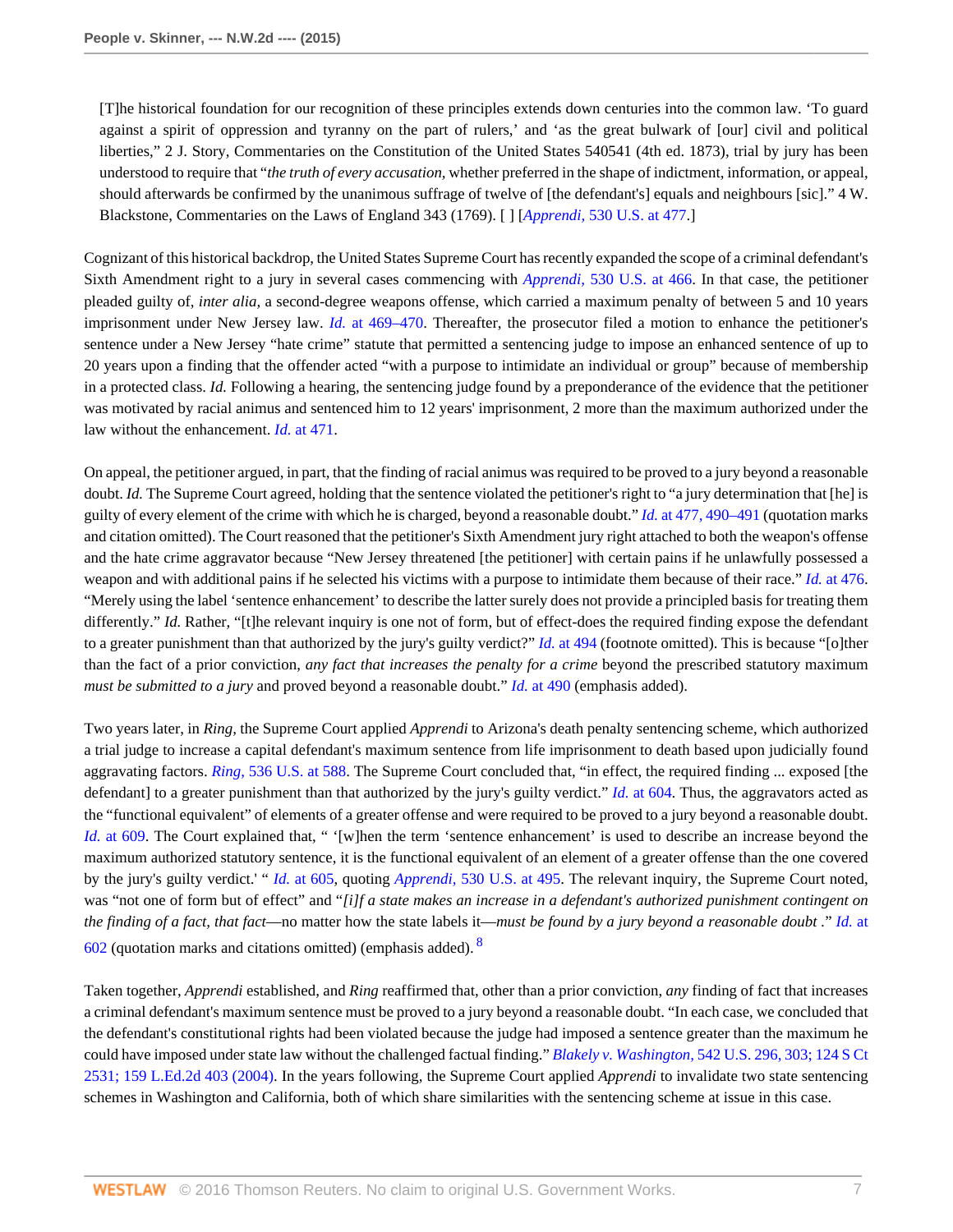> [T]he historical foundation for our recognition of these principles extends down centuries into the common law. 'To guard against a spirit of oppression and tyranny on the part of rulers,' and 'as the great bulwark of [our] civil and political liberties," 2 J. Story, Commentaries on the Constitution of the United States 540541 (4th ed. 1873), trial by jury has been understood to require that "*the truth of every accusation*, whether preferred in the shape of indictment, information, or appeal, should afterwards be confirmed by the unanimous suffrage of twelve of [the defendant's] equals and neighbours [sic]." 4 W. Blackstone, Commentaries on the Laws of England 343 (1769). [ ] [*Apprendi,* 530 U.S. at 477.]

Cognizant of this historical backdrop, the United States Supreme Court has recently expanded the scope of a criminal defendant's Sixth Amendment right to a jury in several cases commencing with *Apprendi,* 530 U.S. at 466. In that case, the petitioner pleaded guilty of, *inter alia,* a second-degree weapons offense, which carried a maximum penalty of between 5 and 10 years imprisonment under New Jersey law. *Id.* at 469–470. Thereafter, the prosecutor filed a motion to enhance the petitioner's sentence under a New Jersey "hate crime" statute that permitted a sentencing judge to impose an enhanced sentence of up to 20 years upon a finding that the offender acted "with a purpose to intimidate an individual or group" because of membership in a protected class. *Id.* Following a hearing, the sentencing judge found by a preponderance of the evidence that the petitioner was motivated by racial animus and sentenced him to 12 years' imprisonment, 2 more than the maximum authorized under the law without the enhancement. *Id.* at 471.

On appeal, the petitioner argued, in part, that the finding of racial animus was required to be proved to a jury beyond a reasonable doubt. *Id.* The Supreme Court agreed, holding that the sentence violated the petitioner's right to "a jury determination that [he] is guilty of every element of the crime with which he is charged, beyond a reasonable doubt." *Id.* at 477, 490–491 (quotation marks and citation omitted). The Court reasoned that the petitioner's Sixth Amendment jury right attached to both the weapon's offense and the hate crime aggravator because "New Jersey threatened [the petitioner] with certain pains if he unlawfully possessed a weapon and with additional pains if he selected his victims with a purpose to intimidate them because of their race." *Id.* at 476. "Merely using the label 'sentence enhancement' to describe the latter surely does not provide a principled basis for treating them differently." *Id.* Rather, "[t]he relevant inquiry is one not of form, but of effect-does the required finding expose the defendant to a greater punishment than that authorized by the jury's guilty verdict?" *Id.* at 494 (footnote omitted). This is because "[o]ther than the fact of a prior conviction, *any fact that increases the penalty for a crime* beyond the prescribed statutory maximum *must be submitted to a jury* and proved beyond a reasonable doubt." *Id.* at 490 (emphasis added).

Two years later, in *Ring,* the Supreme Court applied *Apprendi* to Arizona's death penalty sentencing scheme, which authorized a trial judge to increase a capital defendant's maximum sentence from life imprisonment to death based upon judicially found aggravating factors. *Ring,* 536 U.S. at 588. The Supreme Court concluded that, "in effect, the required finding ... exposed [the defendant] to a greater punishment than that authorized by the jury's guilty verdict." *Id.* at 604. Thus, the aggravators acted as the "functional equivalent" of elements of a greater offense and were required to be proved to a jury beyond a reasonable doubt. *Id.* at 609. The Court explained that, " '[w]hen the term 'sentence enhancement' is used to describe an increase beyond the maximum authorized statutory sentence, it is the functional equivalent of an element of a greater offense than the one covered by the jury's guilty verdict.' " *Id.* at 605, quoting *Apprendi,* 530 U.S. at 495. The relevant inquiry, the Supreme Court noted, was "not one of form but of effect" and "*[i]f a state makes an increase in a defendant's authorized punishment contingent on the finding of a fact, that fact*—no matter how the state labels it—*must be found by a jury beyond a reasonable doubt* ." *Id.* at 602 (quotation marks and citations omitted) (emphasis added). [8]

Taken together, *Apprendi* established, and *Ring* reaffirmed that, other than a prior conviction, *any* finding of fact that increases a criminal defendant's maximum sentence must be proved to a jury beyond a reasonable doubt. "In each case, we concluded that the defendant's constitutional rights had been violated because the judge had imposed a sentence greater than the maximum he could have imposed under state law without the challenged factual finding." *Blakely v. Washington,* 542 U.S. 296, 303; 124 S Ct 2531; 159 L.Ed.2d 403 (2004). In the years following, the Supreme Court applied *Apprendi* to invalidate two state sentencing schemes in Washington and California, both of which share similarities with the sentencing scheme at issue in this case.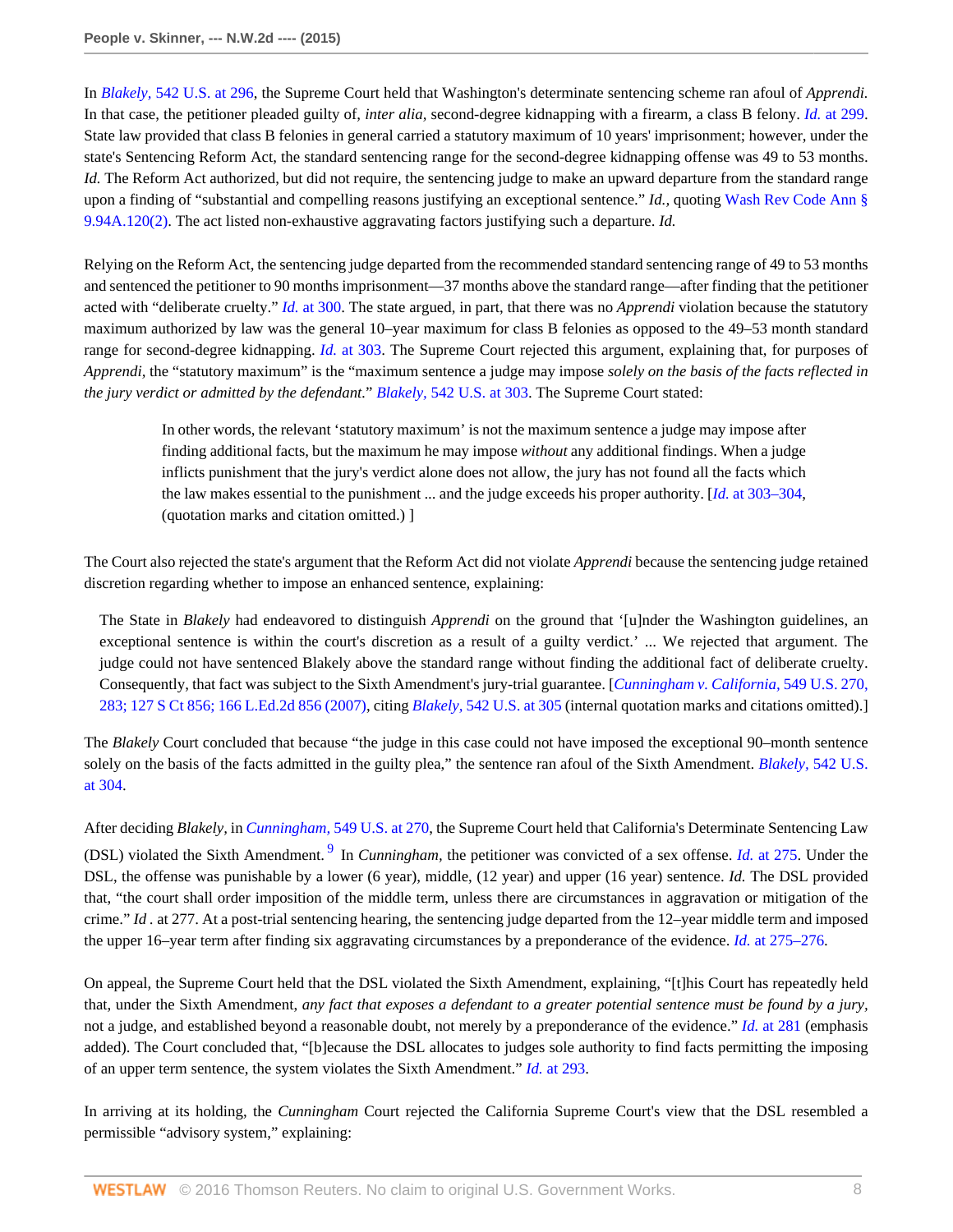In *Blakely,* 542 U.S. at 296, the Supreme Court held that Washington's determinate sentencing scheme ran afoul of *Apprendi.* In that case, the petitioner pleaded guilty of, *inter alia,* second-degree kidnapping with a firearm, a class B felony. *Id.* at 299. State law provided that class B felonies in general carried a statutory maximum of 10 years' imprisonment; however, under the state's Sentencing Reform Act, the standard sentencing range for the second-degree kidnapping offense was 49 to 53 months. *Id.* The Reform Act authorized, but did not require, the sentencing judge to make an upward departure from the standard range upon a finding of "substantial and compelling reasons justifying an exceptional sentence." *Id.,* quoting Wash Rev Code Ann § 9.94A.120(2). The act listed non-exhaustive aggravating factors justifying such a departure. *Id.*

Relying on the Reform Act, the sentencing judge departed from the recommended standard sentencing range of 49 to 53 months and sentenced the petitioner to 90 months imprisonment—37 months above the standard range—after finding that the petitioner acted with "deliberate cruelty." *Id.* at 300. The state argued, in part, that there was no *Apprendi* violation because the statutory maximum authorized by law was the general 10–year maximum for class B felonies as opposed to the 49–53 month standard range for second-degree kidnapping. *Id.* at 303. The Supreme Court rejected this argument, explaining that, for purposes of *Apprendi,* the "statutory maximum" is the "maximum sentence a judge may impose *solely on the basis of the facts reflected in the jury verdict or admitted by the defendant.*" *Blakely,* 542 U.S. at 303. The Supreme Court stated:

> In other words, the relevant 'statutory maximum' is not the maximum sentence a judge may impose after finding additional facts, but the maximum he may impose *without* any additional findings. When a judge inflicts punishment that the jury's verdict alone does not allow, the jury has not found all the facts which the law makes essential to the punishment ... and the judge exceeds his proper authority. [*Id.* at 303–304, (quotation marks and citation omitted.) ]

The Court also rejected the state's argument that the Reform Act did not violate *Apprendi* because the sentencing judge retained discretion regarding whether to impose an enhanced sentence, explaining:

> The State in *Blakely* had endeavored to distinguish *Apprendi* on the ground that '[u]nder the Washington guidelines, an exceptional sentence is within the court's discretion as a result of a guilty verdict.' ... We rejected that argument. The judge could not have sentenced Blakely above the standard range without finding the additional fact of deliberate cruelty. Consequently, that fact was subject to the Sixth Amendment's jury-trial guarantee. [*Cunningham v. California,* 549 U.S. 270, 283; 127 S Ct 856; 166 L.Ed.2d 856 (2007), citing *Blakely,* 542 U.S. at 305 (internal quotation marks and citations omitted).]

The *Blakely* Court concluded that because "the judge in this case could not have imposed the exceptional 90–month sentence solely on the basis of the facts admitted in the guilty plea," the sentence ran afoul of the Sixth Amendment. *Blakely,* 542 U.S. at 304.

After deciding *Blakely,* in *Cunningham,* 549 U.S. at 270, the Supreme Court held that California's Determinate Sentencing Law (DSL) violated the Sixth Amendment.[9] In *Cunningham,* the petitioner was convicted of a sex offense. *Id.* at 275. Under the DSL, the offense was punishable by a lower (6 year), middle, (12 year) and upper (16 year) sentence. *Id.* The DSL provided that, "the court shall order imposition of the middle term, unless there are circumstances in aggravation or mitigation of the crime." *Id* . at 277. At a post-trial sentencing hearing, the sentencing judge departed from the 12–year middle term and imposed the upper 16–year term after finding six aggravating circumstances by a preponderance of the evidence. *Id.* at 275–276.

On appeal, the Supreme Court held that the DSL violated the Sixth Amendment, explaining, "[t]his Court has repeatedly held that, under the Sixth Amendment, *any fact that exposes a defendant to a greater potential sentence must be found by a jury,* not a judge, and established beyond a reasonable doubt, not merely by a preponderance of the evidence." *Id.* at 281 (emphasis added). The Court concluded that, "[b]ecause the DSL allocates to judges sole authority to find facts permitting the imposing of an upper term sentence, the system violates the Sixth Amendment." *Id.* at 293.

In arriving at its holding, the *Cunningham* Court rejected the California Supreme Court's view that the DSL resembled a permissible "advisory system," explaining: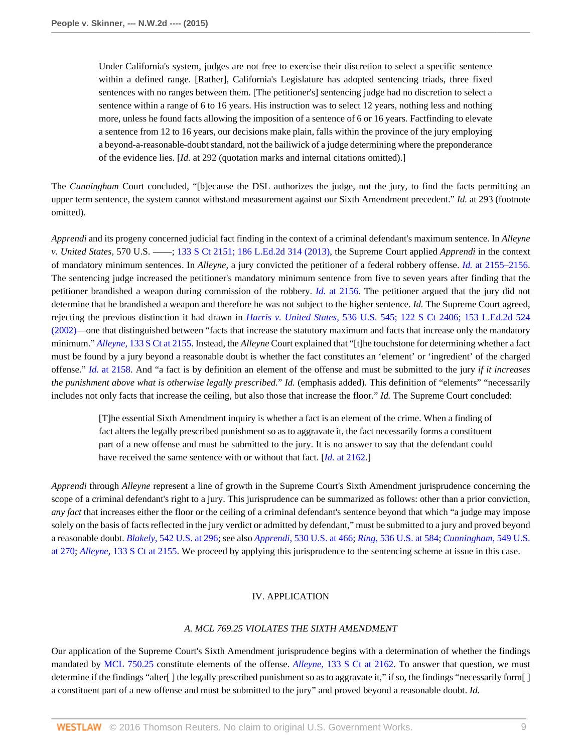> Under California's system, judges are not free to exercise their discretion to select a specific sentence within a defined range. [Rather], California's Legislature has adopted sentencing triads, three fixed sentences with no ranges between them. [The petitioner's] sentencing judge had no discretion to select a sentence within a range of 6 to 16 years. His instruction was to select 12 years, nothing less and nothing more, unless he found facts allowing the imposition of a sentence of 6 or 16 years. Factfinding to elevate a sentence from 12 to 16 years, our decisions make plain, falls within the province of the jury employing a beyond-a-reasonable-doubt standard, not the bailiwick of a judge determining where the preponderance of the evidence lies. [*Id.* at 292 (quotation marks and internal citations omitted).]

The *Cunningham* Court concluded, "[b]ecause the DSL authorizes the judge, not the jury, to find the facts permitting an upper term sentence, the system cannot withstand measurement against our Sixth Amendment precedent." *Id.* at 293 (footnote omitted).

*Apprendi* and its progeny concerned judicial fact finding in the context of a criminal defendant's maximum sentence. In *Alleyne v. United States,* 570 U.S. ——; 133 S Ct 2151; 186 L.Ed.2d 314 (2013), the Supreme Court applied *Apprendi* in the context of mandatory minimum sentences. In *Alleyne,* a jury convicted the petitioner of a federal robbery offense. *Id.* at 2155–2156. The sentencing judge increased the petitioner's mandatory minimum sentence from five to seven years after finding that the petitioner brandished a weapon during commission of the robbery. *Id.* at 2156. The petitioner argued that the jury did not determine that he brandished a weapon and therefore he was not subject to the higher sentence. *Id.* The Supreme Court agreed, rejecting the previous distinction it had drawn in *Harris v. United States,* 536 U.S. 545; 122 S Ct 2406; 153 L.Ed.2d 524 (2002)—one that distinguished between "facts that increase the statutory maximum and facts that increase only the mandatory minimum." *Alleyne,* 133 S Ct at 2155. Instead, the *Alleyne* Court explained that "[t]he touchstone for determining whether a fact must be found by a jury beyond a reasonable doubt is whether the fact constitutes an 'element' or 'ingredient' of the charged offense." *Id.* at 2158. And "a fact is by definition an element of the offense and must be submitted to the jury *if it increases the punishment above what is otherwise legally prescribed.*" *Id.* (emphasis added). This definition of "elements" "necessarily includes not only facts that increase the ceiling, but also those that increase the floor." *Id.* The Supreme Court concluded:

> [T]he essential Sixth Amendment inquiry is whether a fact is an element of the crime. When a finding of fact alters the legally prescribed punishment so as to aggravate it, the fact necessarily forms a constituent part of a new offense and must be submitted to the jury. It is no answer to say that the defendant could have received the same sentence with or without that fact. [*Id.* at 2162.]

*Apprendi* through *Alleyne* represent a line of growth in the Supreme Court's Sixth Amendment jurisprudence concerning the scope of a criminal defendant's right to a jury. This jurisprudence can be summarized as follows: other than a prior conviction, *any fact* that increases either the floor or the ceiling of a criminal defendant's sentence beyond that which "a judge may impose solely on the basis of facts reflected in the jury verdict or admitted by defendant," must be submitted to a jury and proved beyond a reasonable doubt. *Blakely,* 542 U.S. at 296; see also *Apprendi,* 530 U.S. at 466; *Ring,* 536 U.S. at 584; *Cunningham,* 549 U.S. at 270; *Alleyne,* 133 S Ct at 2155. We proceed by applying this jurisprudence to the sentencing scheme at issue in this case.

## IV. APPLICATION

### *A. MCL 769.25 VIOLATES THE SIXTH AMENDMENT*

Our application of the Supreme Court's Sixth Amendment jurisprudence begins with a determination of whether the findings mandated by MCL 750.25 constitute elements of the offense. *Alleyne,* 133 S Ct at 2162. To answer that question, we must determine if the findings "alter[ ] the legally prescribed punishment so as to aggravate it," if so, the findings "necessarily form[ ] a constituent part of a new offense and must be submitted to the jury" and proved beyond a reasonable doubt. *Id.*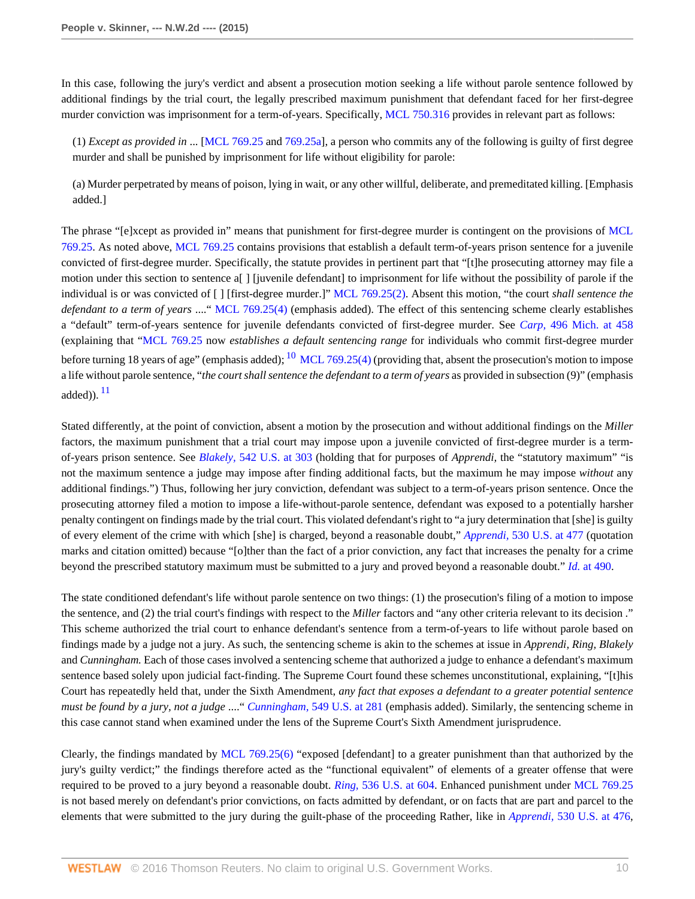In this case, following the jury's verdict and absent a prosecution motion seeking a life without parole sentence followed by additional findings by the trial court, the legally prescribed maximum punishment that defendant faced for her first-degree murder conviction was imprisonment for a term-of-years. Specifically, MCL 750.316 provides in relevant part as follows:

> (1) *Except as provided in* ... [MCL 769.25 and 769.25a], a person who commits any of the following is guilty of first degree murder and shall be punished by imprisonment for life without eligibility for parole:
>
> (a) Murder perpetrated by means of poison, lying in wait, or any other willful, deliberate, and premeditated killing. [Emphasis added.]

The phrase "[e]xcept as provided in" means that punishment for first-degree murder is contingent on the provisions of MCL 769.25. As noted above, MCL 769.25 contains provisions that establish a default term-of-years prison sentence for a juvenile convicted of first-degree murder. Specifically, the statute provides in pertinent part that "[t]he prosecuting attorney may file a motion under this section to sentence a[ ] [juvenile defendant] to imprisonment for life without the possibility of parole if the individual is or was convicted of [ ] [first-degree murder.]" MCL 769.25(2). Absent this motion, "the court *shall sentence the defendant to a term of years* ...." MCL 769.25(4) (emphasis added). The effect of this sentencing scheme clearly establishes a "default" term-of-years sentence for juvenile defendants convicted of first-degree murder. See *Carp,* 496 Mich. at 458 (explaining that "MCL 769.25 now *establishes a default sentencing range* for individuals who commit first-degree murder before turning 18 years of age" (emphasis added); [10] MCL 769.25(4) (providing that, absent the prosecution's motion to impose a life without parole sentence, "*the court shall sentence the defendant to a term of years* as provided in subsection (9)" (emphasis added)). [11]

Stated differently, at the point of conviction, absent a motion by the prosecution and without additional findings on the *Miller* factors, the maximum punishment that a trial court may impose upon a juvenile convicted of first-degree murder is a term-of-years prison sentence. See *Blakely,* 542 U.S. at 303 (holding that for purposes of *Apprendi,* the "statutory maximum" "is not the maximum sentence a judge may impose after finding additional facts, but the maximum he may impose *without* any additional findings.") Thus, following her jury conviction, defendant was subject to a term-of-years prison sentence. Once the prosecuting attorney filed a motion to impose a life-without-parole sentence, defendant was exposed to a potentially harsher penalty contingent on findings made by the trial court. This violated defendant's right to "a jury determination that [she] is guilty of every element of the crime with which [she] is charged, beyond a reasonable doubt," *Apprendi,* 530 U.S. at 477 (quotation marks and citation omitted) because "[o]ther than the fact of a prior conviction, any fact that increases the penalty for a crime beyond the prescribed statutory maximum must be submitted to a jury and proved beyond a reasonable doubt." *Id.* at 490.

The state conditioned defendant's life without parole sentence on two things: (1) the prosecution's filing of a motion to impose the sentence, and (2) the trial court's findings with respect to the *Miller* factors and "any other criteria relevant to its decision ." This scheme authorized the trial court to enhance defendant's sentence from a term-of-years to life without parole based on findings made by a judge not a jury. As such, the sentencing scheme is akin to the schemes at issue in *Apprendi, Ring, Blakely* and *Cunningham.* Each of those cases involved a sentencing scheme that authorized a judge to enhance a defendant's maximum sentence based solely upon judicial fact-finding. The Supreme Court found these schemes unconstitutional, explaining, "[t]his Court has repeatedly held that, under the Sixth Amendment, *any fact that exposes a defendant to a greater potential sentence must be found by a jury, not a judge* ...." *Cunningham,* 549 U.S. at 281 (emphasis added). Similarly, the sentencing scheme in this case cannot stand when examined under the lens of the Supreme Court's Sixth Amendment jurisprudence.

Clearly, the findings mandated by MCL 769.25(6) "exposed [defendant] to a greater punishment than that authorized by the jury's guilty verdict;" the findings therefore acted as the "functional equivalent" of elements of a greater offense that were required to be proved to a jury beyond a reasonable doubt. *Ring,* 536 U.S. at 604. Enhanced punishment under MCL 769.25 is not based merely on defendant's prior convictions, on facts admitted by defendant, or on facts that are part and parcel to the elements that were submitted to the jury during the guilt-phase of the proceeding Rather, like in *Apprendi,* 530 U.S. at 476,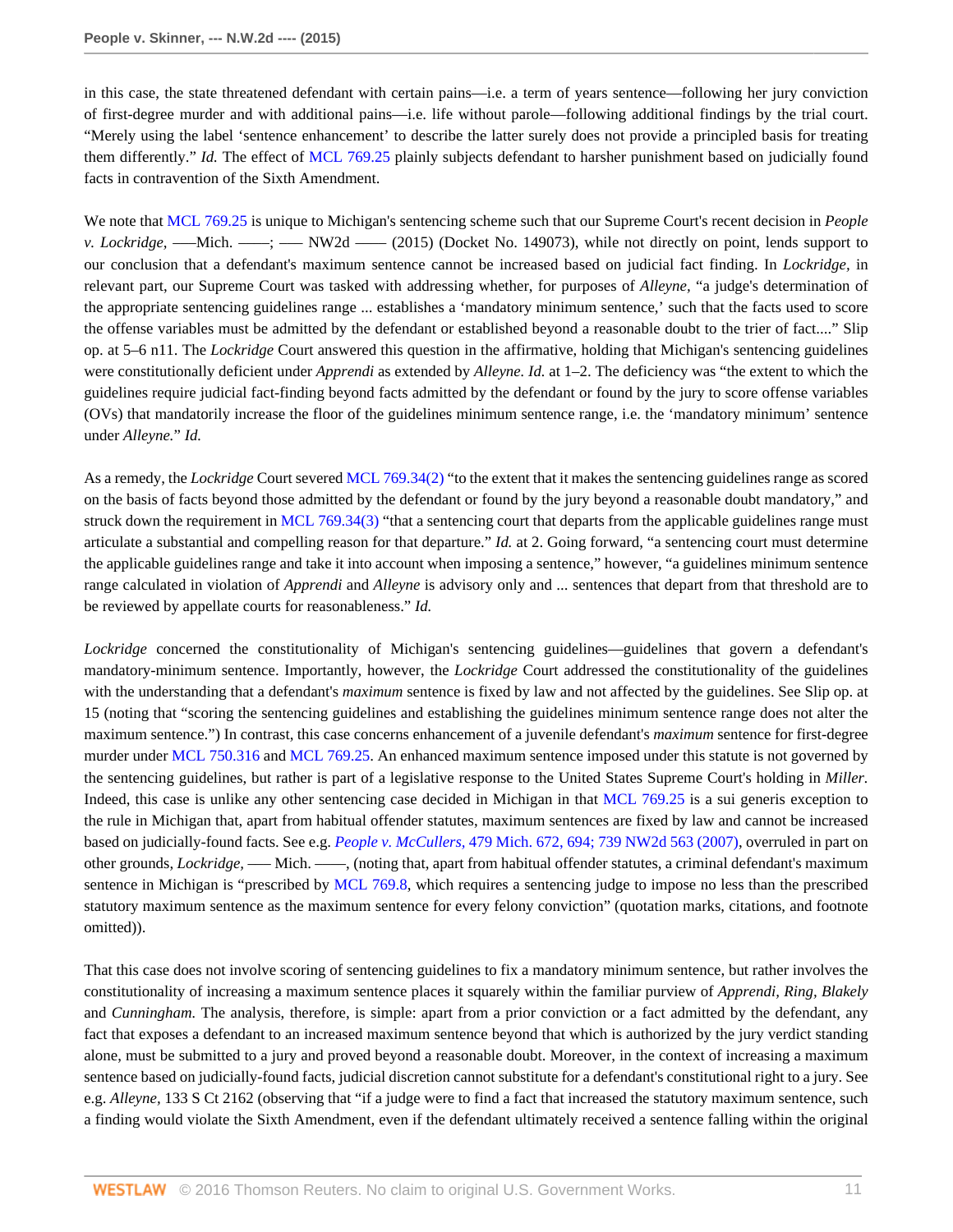in this case, the state threatened defendant with certain pains—i.e. a term of years sentence—following her jury conviction of first-degree murder and with additional pains—i.e. life without parole—following additional findings by the trial court. "Merely using the label 'sentence enhancement' to describe the latter surely does not provide a principled basis for treating them differently." *Id.* The effect of MCL 769.25 plainly subjects defendant to harsher punishment based on judicially found facts in contravention of the Sixth Amendment.

We note that MCL 769.25 is unique to Michigan's sentencing scheme such that our Supreme Court's recent decision in *People v. Lockridge,* ––Mich. ––; –– NW2d –– (2015) (Docket No. 149073), while not directly on point, lends support to our conclusion that a defendant's maximum sentence cannot be increased based on judicial fact finding. In *Lockridge,* in relevant part, our Supreme Court was tasked with addressing whether, for purposes of *Alleyne,* "a judge's determination of the appropriate sentencing guidelines range ... establishes a 'mandatory minimum sentence,' such that the facts used to score the offense variables must be admitted by the defendant or established beyond a reasonable doubt to the trier of fact...." Slip op. at 5–6 n11. The *Lockridge* Court answered this question in the affirmative, holding that Michigan's sentencing guidelines were constitutionally deficient under *Apprendi* as extended by *Alleyne. Id.* at 1–2. The deficiency was "the extent to which the guidelines require judicial fact-finding beyond facts admitted by the defendant or found by the jury to score offense variables (OVs) that mandatorily increase the floor of the guidelines minimum sentence range, i.e. the 'mandatory minimum' sentence under *Alleyne.*" *Id.*

As a remedy, the *Lockridge* Court severed MCL 769.34(2) "to the extent that it makes the sentencing guidelines range as scored on the basis of facts beyond those admitted by the defendant or found by the jury beyond a reasonable doubt mandatory," and struck down the requirement in MCL 769.34(3) "that a sentencing court that departs from the applicable guidelines range must articulate a substantial and compelling reason for that departure." *Id.* at 2. Going forward, "a sentencing court must determine the applicable guidelines range and take it into account when imposing a sentence," however, "a guidelines minimum sentence range calculated in violation of *Apprendi* and *Alleyne* is advisory only and ... sentences that depart from that threshold are to be reviewed by appellate courts for reasonableness." *Id.*

*Lockridge* concerned the constitutionality of Michigan's sentencing guidelines—guidelines that govern a defendant's mandatory-minimum sentence. Importantly, however, the *Lockridge* Court addressed the constitutionality of the guidelines with the understanding that a defendant's *maximum* sentence is fixed by law and not affected by the guidelines. See Slip op. at 15 (noting that "scoring the sentencing guidelines and establishing the guidelines minimum sentence range does not alter the maximum sentence.") In contrast, this case concerns enhancement of a juvenile defendant's *maximum* sentence for first-degree murder under MCL 750.316 and MCL 769.25. An enhanced maximum sentence imposed under this statute is not governed by the sentencing guidelines, but rather is part of a legislative response to the United States Supreme Court's holding in *Miller.* Indeed, this case is unlike any other sentencing case decided in Michigan in that MCL 769.25 is a sui generis exception to the rule in Michigan that, apart from habitual offender statutes, maximum sentences are fixed by law and cannot be increased based on judicially-found facts. See e.g. *People v. McCullers,* 479 Mich. 672, 694; 739 NW2d 563 (2007), overruled in part on other grounds, *Lockridge,* –– Mich. ––, (noting that, apart from habitual offender statutes, a criminal defendant's maximum sentence in Michigan is "prescribed by MCL 769.8, which requires a sentencing judge to impose no less than the prescribed statutory maximum sentence as the maximum sentence for every felony conviction" (quotation marks, citations, and footnote omitted)).

That this case does not involve scoring of sentencing guidelines to fix a mandatory minimum sentence, but rather involves the constitutionality of increasing a maximum sentence places it squarely within the familiar purview of *Apprendi, Ring, Blakely* and *Cunningham.* The analysis, therefore, is simple: apart from a prior conviction or a fact admitted by the defendant, any fact that exposes a defendant to an increased maximum sentence beyond that which is authorized by the jury verdict standing alone, must be submitted to a jury and proved beyond a reasonable doubt. Moreover, in the context of increasing a maximum sentence based on judicially-found facts, judicial discretion cannot substitute for a defendant's constitutional right to a jury. See e.g. *Alleyne,* 133 S Ct 2162 (observing that "if a judge were to find a fact that increased the statutory maximum sentence, such a finding would violate the Sixth Amendment, even if the defendant ultimately received a sentence falling within the original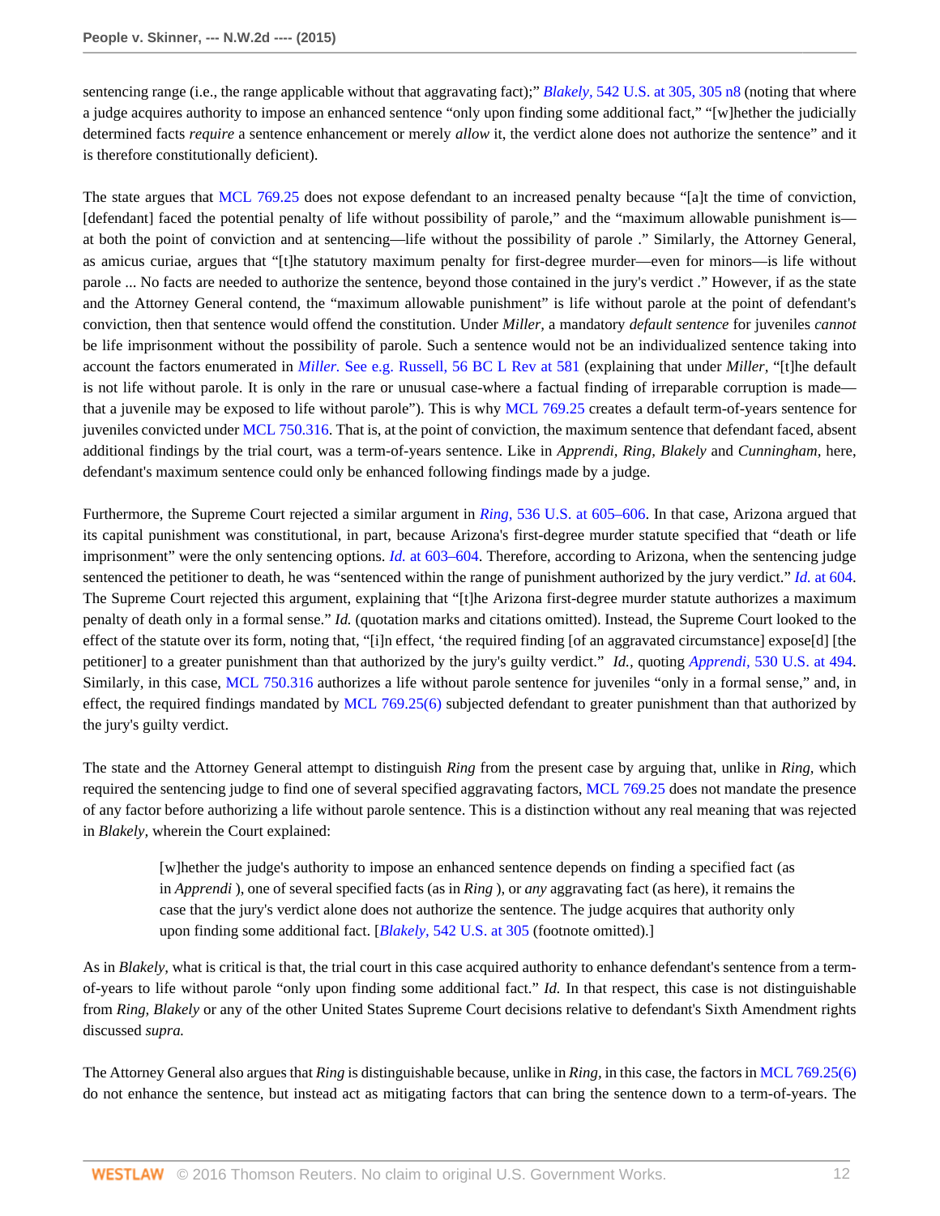sentencing range (i.e., the range applicable without that aggravating fact);" *Blakely,* 542 U.S. at 305, 305 n8 (noting that where a judge acquires authority to impose an enhanced sentence "only upon finding some additional fact," "[w]hether the judicially determined facts *require* a sentence enhancement or merely *allow* it, the verdict alone does not authorize the sentence" and it is therefore constitutionally deficient).

The state argues that MCL 769.25 does not expose defendant to an increased penalty because "[a]t the time of conviction, [defendant] faced the potential penalty of life without possibility of parole," and the "maximum allowable punishment is—at both the point of conviction and at sentencing—life without the possibility of parole ." Similarly, the Attorney General, as amicus curiae, argues that "[t]he statutory maximum penalty for first-degree murder—even for minors—is life without parole ... No facts are needed to authorize the sentence, beyond those contained in the jury's verdict ." However, if as the state and the Attorney General contend, the "maximum allowable punishment" is life without parole at the point of defendant's conviction, then that sentence would offend the constitution. Under *Miller,* a mandatory *default sentence* for juveniles *cannot* be life imprisonment without the possibility of parole. Such a sentence would not be an individualized sentence taking into account the factors enumerated in *Miller.* See e.g. Russell, 56 BC L Rev at 581 (explaining that under *Miller,* "[t]he default is not life without parole. It is only in the rare or unusual case-where a factual finding of irreparable corruption is made—that a juvenile may be exposed to life without parole"). This is why MCL 769.25 creates a default term-of-years sentence for juveniles convicted under MCL 750.316. That is, at the point of conviction, the maximum sentence that defendant faced, absent additional findings by the trial court, was a term-of-years sentence. Like in *Apprendi, Ring, Blakely* and *Cunningham,* here, defendant's maximum sentence could only be enhanced following findings made by a judge.

Furthermore, the Supreme Court rejected a similar argument in *Ring,* 536 U.S. at 605–606. In that case, Arizona argued that its capital punishment was constitutional, in part, because Arizona's first-degree murder statute specified that "death or life imprisonment" were the only sentencing options. *Id.* at 603–604. Therefore, according to Arizona, when the sentencing judge sentenced the petitioner to death, he was "sentenced within the range of punishment authorized by the jury verdict." *Id.* at 604. The Supreme Court rejected this argument, explaining that "[t]he Arizona first-degree murder statute authorizes a maximum penalty of death only in a formal sense." *Id.* (quotation marks and citations omitted). Instead, the Supreme Court looked to the effect of the statute over its form, noting that, "[i]n effect, 'the required finding [of an aggravated circumstance] expose[d] [the petitioner] to a greater punishment than that authorized by the jury's guilty verdict.' *Id.,* quoting *Apprendi,* 530 U.S. at 494. Similarly, in this case, MCL 750.316 authorizes a life without parole sentence for juveniles "only in a formal sense," and, in effect, the required findings mandated by MCL 769.25(6) subjected defendant to greater punishment than that authorized by the jury's guilty verdict.

The state and the Attorney General attempt to distinguish *Ring* from the present case by arguing that, unlike in *Ring,* which required the sentencing judge to find one of several specified aggravating factors, MCL 769.25 does not mandate the presence of any factor before authorizing a life without parole sentence. This is a distinction without any real meaning that was rejected in *Blakely,* wherein the Court explained:

> [w]hether the judge's authority to impose an enhanced sentence depends on finding a specified fact (as in *Apprendi* ), one of several specified facts (as in *Ring* ), or *any* aggravating fact (as here), it remains the case that the jury's verdict alone does not authorize the sentence. The judge acquires that authority only upon finding some additional fact. [*Blakely,* 542 U.S. at 305 (footnote omitted).]

As in *Blakely,* what is critical is that, the trial court in this case acquired authority to enhance defendant's sentence from a term-of-years to life without parole "only upon finding some additional fact." *Id.* In that respect, this case is not distinguishable from *Ring, Blakely* or any of the other United States Supreme Court decisions relative to defendant's Sixth Amendment rights discussed *supra.*

The Attorney General also argues that *Ring* is distinguishable because, unlike in *Ring,* in this case, the factors in MCL 769.25(6) do not enhance the sentence, but instead act as mitigating factors that can bring the sentence down to a term-of-years. The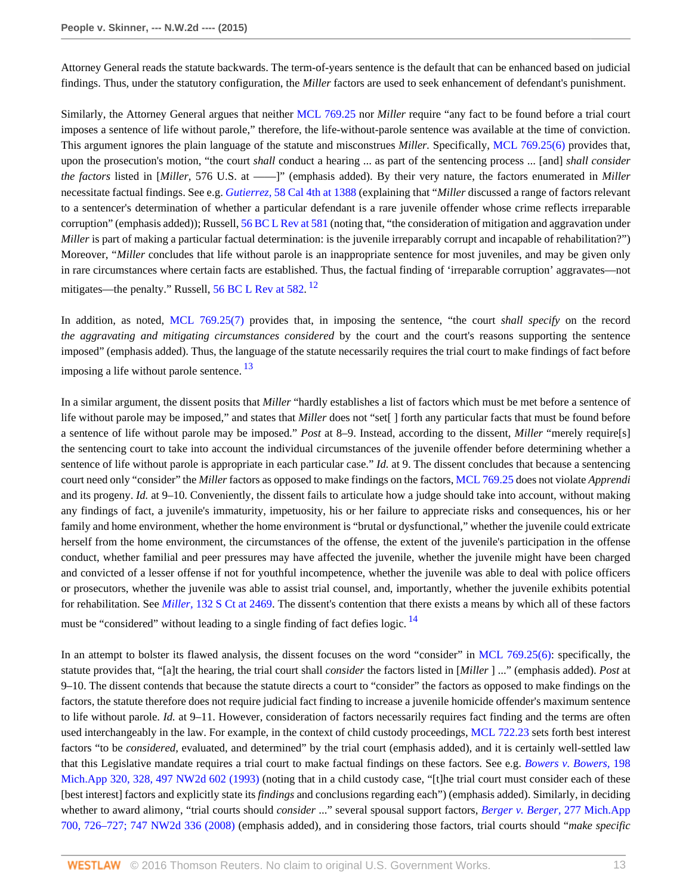Attorney General reads the statute backwards. The term-of-years sentence is the default that can be enhanced based on judicial findings. Thus, under the statutory configuration, the *Miller* factors are used to seek enhancement of defendant's punishment.

Similarly, the Attorney General argues that neither MCL 769.25 nor *Miller* require "any fact to be found before a trial court imposes a sentence of life without parole," therefore, the life-without-parole sentence was available at the time of conviction. This argument ignores the plain language of the statute and misconstrues *Miller.* Specifically, MCL 769.25(6) provides that, upon the prosecution's motion, "the court *shall* conduct a hearing ... as part of the sentencing process ... [and] *shall consider the factors* listed in [*Miller,* 576 U.S. at ——]" (emphasis added). By their very nature, the factors enumerated in *Miller* necessitate factual findings. See e.g. *Gutierrez,* 58 Cal 4th at 1388 (explaining that "*Miller* discussed a range of factors relevant to a sentencer's determination of whether a particular defendant is a rare juvenile offender whose crime reflects irreparable corruption" (emphasis added)); Russell, 56 BC L Rev at 581 (noting that, "the consideration of mitigation and aggravation under *Miller* is part of making a particular factual determination: is the juvenile irreparably corrupt and incapable of rehabilitation?") Moreover, "*Miller* concludes that life without parole is an inappropriate sentence for most juveniles, and may be given only in rare circumstances where certain facts are established. Thus, the factual finding of 'irreparable corruption' aggravates—not mitigates—the penalty." Russell, 56 BC L Rev at 582. [12]

In addition, as noted, MCL 769.25(7) provides that, in imposing the sentence, "the court *shall specify* on the record *the aggravating and mitigating circumstances considered* by the court and the court's reasons supporting the sentence imposed" (emphasis added). Thus, the language of the statute necessarily requires the trial court to make findings of fact before imposing a life without parole sentence. [13]

In a similar argument, the dissent posits that *Miller* "hardly establishes a list of factors which must be met before a sentence of life without parole may be imposed," and states that *Miller* does not "set[ ] forth any particular facts that must be found before a sentence of life without parole may be imposed." *Post* at 8–9. Instead, according to the dissent, *Miller* "merely require[s] the sentencing court to take into account the individual circumstances of the juvenile offender before determining whether a sentence of life without parole is appropriate in each particular case." *Id.* at 9. The dissent concludes that because a sentencing court need only "consider" the *Miller* factors as opposed to make findings on the factors, MCL 769.25 does not violate *Apprendi* and its progeny. *Id.* at 9–10. Conveniently, the dissent fails to articulate how a judge should take into account, without making any findings of fact, a juvenile's immaturity, impetuosity, his or her failure to appreciate risks and consequences, his or her family and home environment, whether the home environment is "brutal or dysfunctional," whether the juvenile could extricate herself from the home environment, the circumstances of the offense, the extent of the juvenile's participation in the offense conduct, whether familial and peer pressures may have affected the juvenile, whether the juvenile might have been charged and convicted of a lesser offense if not for youthful incompetence, whether the juvenile was able to deal with police officers or prosecutors, whether the juvenile was able to assist trial counsel, and, importantly, whether the juvenile exhibits potential for rehabilitation. See *Miller,* 132 S Ct at 2469. The dissent's contention that there exists a means by which all of these factors must be "considered" without leading to a single finding of fact defies logic. [14]

In an attempt to bolster its flawed analysis, the dissent focuses on the word "consider" in MCL 769.25(6): specifically, the statute provides that, "[a]t the hearing, the trial court shall *consider* the factors listed in [*Miller* ] ..." (emphasis added). *Post* at 9–10. The dissent contends that because the statute directs a court to "consider" the factors as opposed to make findings on the factors, the statute therefore does not require judicial fact finding to increase a juvenile homicide offender's maximum sentence to life without parole. *Id.* at 9–11. However, consideration of factors necessarily requires fact finding and the terms are often used interchangeably in the law. For example, in the context of child custody proceedings, MCL 722.23 sets forth best interest factors "to be *considered,* evaluated, and determined" by the trial court (emphasis added), and it is certainly well-settled law that this Legislative mandate requires a trial court to make factual findings on these factors. See e.g. *Bowers v. Bowers,* 198 Mich.App 320, 328, 497 NW2d 602 (1993) (noting that in a child custody case, "[t]he trial court must consider each of these [best interest] factors and explicitly state its *findings* and conclusions regarding each") (emphasis added). Similarly, in deciding whether to award alimony, "trial courts should *consider* ..." several spousal support factors, *Berger v. Berger,* 277 Mich.App 700, 726–727; 747 NW2d 336 (2008) (emphasis added), and in considering those factors, trial courts should "*make specific*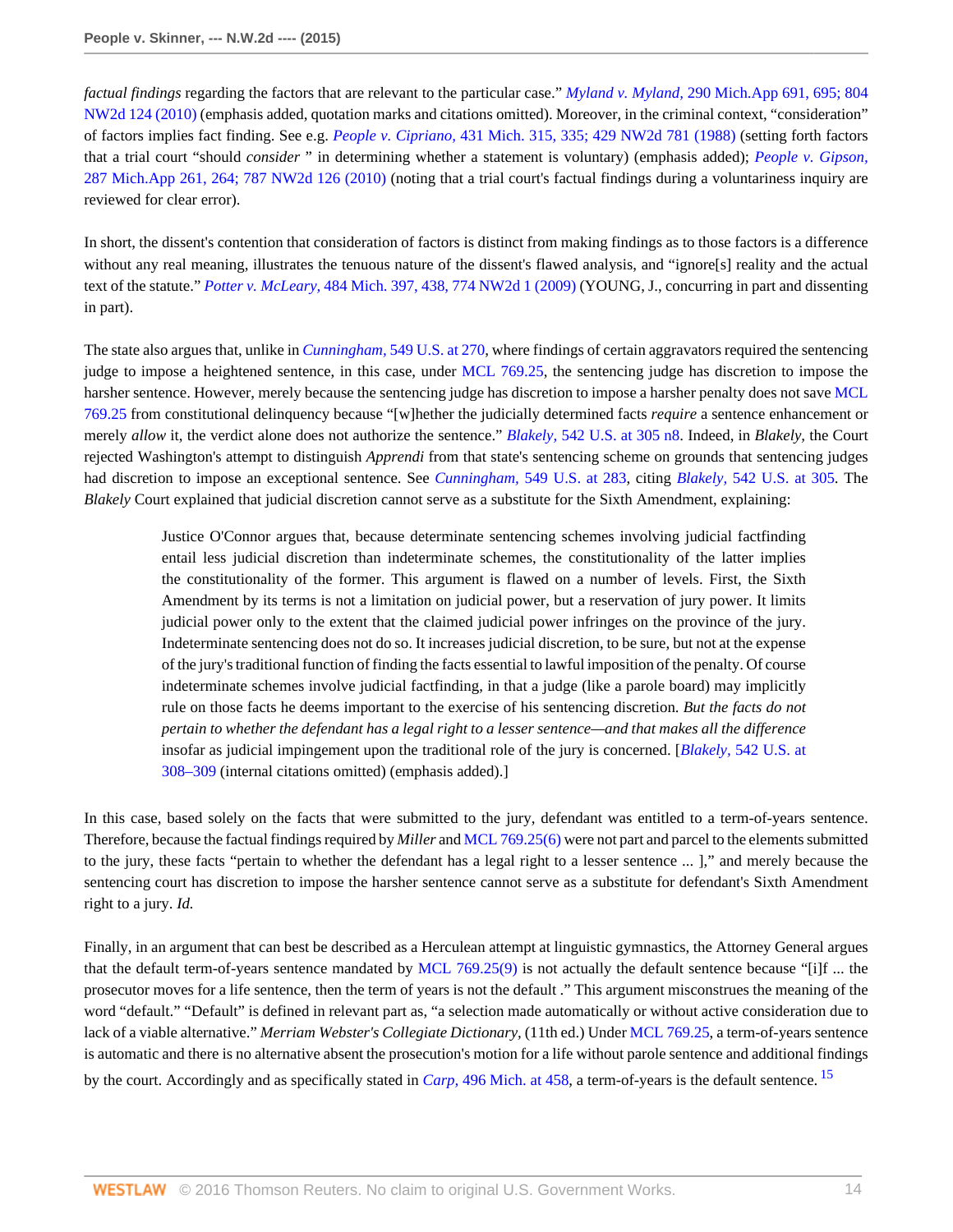*factual findings* regarding the factors that are relevant to the particular case." *Myland v. Myland,* 290 Mich.App 691, 695; 804 NW2d 124 (2010) (emphasis added, quotation marks and citations omitted). Moreover, in the criminal context, "consideration" of factors implies fact finding. See e.g. *People v. Cipriano,* 431 Mich. 315, 335; 429 NW2d 781 (1988) (setting forth factors that a trial court "should *consider* " in determining whether a statement is voluntary) (emphasis added); *People v. Gipson,* 287 Mich.App 261, 264; 787 NW2d 126 (2010) (noting that a trial court's factual findings during a voluntariness inquiry are reviewed for clear error).

In short, the dissent's contention that consideration of factors is distinct from making findings as to those factors is a difference without any real meaning, illustrates the tenuous nature of the dissent's flawed analysis, and "ignore[s] reality and the actual text of the statute." *Potter v. McLeary,* 484 Mich. 397, 438, 774 NW2d 1 (2009) (YOUNG, J., concurring in part and dissenting in part).

The state also argues that, unlike in *Cunningham,* 549 U.S. at 270, where findings of certain aggravators required the sentencing judge to impose a heightened sentence, in this case, under MCL 769.25, the sentencing judge has discretion to impose the harsher sentence. However, merely because the sentencing judge has discretion to impose a harsher penalty does not save MCL 769.25 from constitutional delinquency because "[w]hether the judicially determined facts *require* a sentence enhancement or merely *allow* it, the verdict alone does not authorize the sentence." *Blakely,* 542 U.S. at 305 n8. Indeed, in *Blakely,* the Court rejected Washington's attempt to distinguish *Apprendi* from that state's sentencing scheme on grounds that sentencing judges had discretion to impose an exceptional sentence. See *Cunningham,* 549 U.S. at 283, citing *Blakely,* 542 U.S. at 305. The *Blakely* Court explained that judicial discretion cannot serve as a substitute for the Sixth Amendment, explaining:

> Justice O'Connor argues that, because determinate sentencing schemes involving judicial factfinding entail less judicial discretion than indeterminate schemes, the constitutionality of the latter implies the constitutionality of the former. This argument is flawed on a number of levels. First, the Sixth Amendment by its terms is not a limitation on judicial power, but a reservation of jury power. It limits judicial power only to the extent that the claimed judicial power infringes on the province of the jury. Indeterminate sentencing does not do so. It increases judicial discretion, to be sure, but not at the expense of the jury's traditional function of finding the facts essential to lawful imposition of the penalty. Of course indeterminate schemes involve judicial factfinding, in that a judge (like a parole board) may implicitly rule on those facts he deems important to the exercise of his sentencing discretion. *But the facts do not pertain to whether the defendant has a legal right to a lesser sentence—and that makes all the difference* insofar as judicial impingement upon the traditional role of the jury is concerned. [*Blakely,* 542 U.S. at 308–309 (internal citations omitted) (emphasis added).]

In this case, based solely on the facts that were submitted to the jury, defendant was entitled to a term-of-years sentence. Therefore, because the factual findings required by *Miller* and MCL 769.25(6) were not part and parcel to the elements submitted to the jury, these facts "pertain to whether the defendant has a legal right to a lesser sentence ... ]," and merely because the sentencing court has discretion to impose the harsher sentence cannot serve as a substitute for defendant's Sixth Amendment right to a jury. *Id.*

Finally, in an argument that can best be described as a Herculean attempt at linguistic gymnastics, the Attorney General argues that the default term-of-years sentence mandated by MCL 769.25(9) is not actually the default sentence because "[i]f ... the prosecutor moves for a life sentence, then the term of years is not the default ." This argument misconstrues the meaning of the word "default." "Default" is defined in relevant part as, "a selection made automatically or without active consideration due to lack of a viable alternative." *Merriam Webster's Collegiate Dictionary,* (11th ed.) Under MCL 769.25, a term-of-years sentence is automatic and there is no alternative absent the prosecution's motion for a life without parole sentence and additional findings by the court. Accordingly and as specifically stated in *Carp,* 496 Mich. at 458, a term-of-years is the default sentence. [15]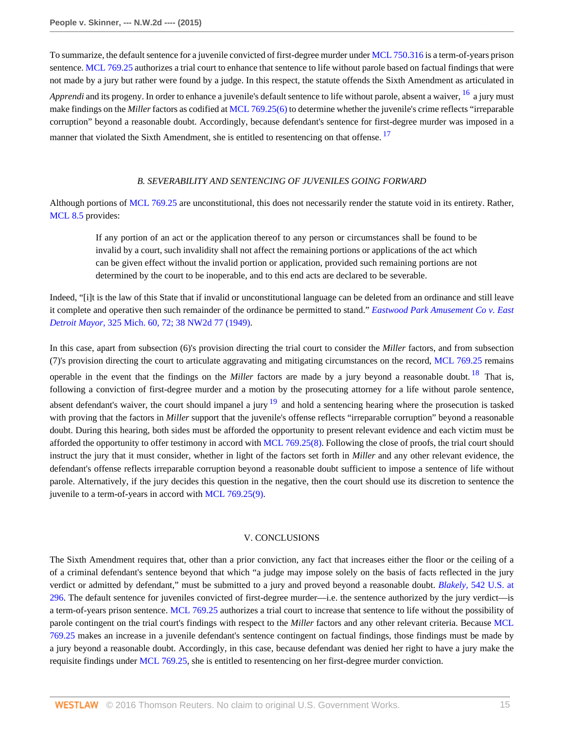To summarize, the default sentence for a juvenile convicted of first-degree murder under MCL 750.316 is a term-of-years prison sentence. MCL 769.25 authorizes a trial court to enhance that sentence to life without parole based on factual findings that were not made by a jury but rather were found by a judge. In this respect, the statute offends the Sixth Amendment as articulated in *Apprendi* and its progeny. In order to enhance a juvenile's default sentence to life without parole, absent a waiver, [16] a jury must make findings on the *Miller* factors as codified at MCL 769.25(6) to determine whether the juvenile's crime reflects "irreparable corruption" beyond a reasonable doubt. Accordingly, because defendant's sentence for first-degree murder was imposed in a manner that violated the Sixth Amendment, she is entitled to resentencing on that offense. [17]

### *B. SEVERABILITY AND SENTENCING OF JUVENILES GOING FORWARD*

Although portions of MCL 769.25 are unconstitutional, this does not necessarily render the statute void in its entirety. Rather, MCL 8.5 provides:

> If any portion of an act or the application thereof to any person or circumstances shall be found to be invalid by a court, such invalidity shall not affect the remaining portions or applications of the act which can be given effect without the invalid portion or application, provided such remaining portions are not determined by the court to be inoperable, and to this end acts are declared to be severable.

Indeed, "[i]t is the law of this State that if invalid or unconstitutional language can be deleted from an ordinance and still leave it complete and operative then such remainder of the ordinance be permitted to stand." *Eastwood Park Amusement Co v. East Detroit Mayor,* 325 Mich. 60, 72; 38 NW2d 77 (1949).

In this case, apart from subsection (6)'s provision directing the trial court to consider the *Miller* factors, and from subsection (7)'s provision directing the court to articulate aggravating and mitigating circumstances on the record, MCL 769.25 remains operable in the event that the findings on the *Miller* factors are made by a jury beyond a reasonable doubt. [18] That is, following a conviction of first-degree murder and a motion by the prosecuting attorney for a life without parole sentence, absent defendant's waiver, the court should impanel a jury [19] and hold a sentencing hearing where the prosecution is tasked with proving that the factors in *Miller* support that the juvenile's offense reflects "irreparable corruption" beyond a reasonable doubt. During this hearing, both sides must be afforded the opportunity to present relevant evidence and each victim must be afforded the opportunity to offer testimony in accord with MCL 769.25(8). Following the close of proofs, the trial court should instruct the jury that it must consider, whether in light of the factors set forth in *Miller* and any other relevant evidence, the defendant's offense reflects irreparable corruption beyond a reasonable doubt sufficient to impose a sentence of life without parole. Alternatively, if the jury decides this question in the negative, then the court should use its discretion to sentence the juvenile to a term-of-years in accord with MCL 769.25(9).

## V. CONCLUSIONS

The Sixth Amendment requires that, other than a prior conviction, any fact that increases either the floor or the ceiling of a of a criminal defendant's sentence beyond that which "a judge may impose solely on the basis of facts reflected in the jury verdict or admitted by defendant," must be submitted to a jury and proved beyond a reasonable doubt. *Blakely,* 542 U.S. at 296. The default sentence for juveniles convicted of first-degree murder—i.e. the sentence authorized by the jury verdict—is a term-of-years prison sentence. MCL 769.25 authorizes a trial court to increase that sentence to life without the possibility of parole contingent on the trial court's findings with respect to the *Miller* factors and any other relevant criteria. Because MCL 769.25 makes an increase in a juvenile defendant's sentence contingent on factual findings, those findings must be made by a jury beyond a reasonable doubt. Accordingly, in this case, because defendant was denied her right to have a jury make the requisite findings under MCL 769.25, she is entitled to resentencing on her first-degree murder conviction.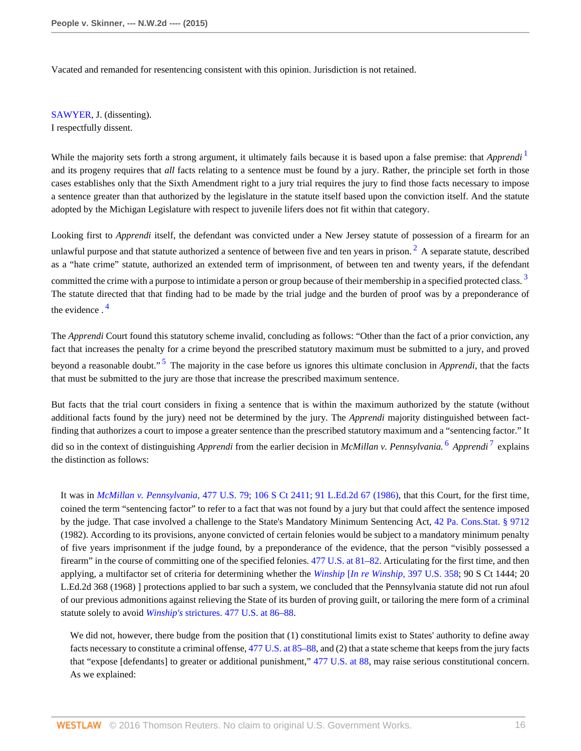Vacated and remanded for resentencing consistent with this opinion. Jurisdiction is not retained.

SAWYER, J. (dissenting).
I respectfully dissent.

While the majority sets forth a strong argument, it ultimately fails because it is based upon a false premise: that *Apprendi* [1] and its progeny requires that *all* facts relating to a sentence must be found by a jury. Rather, the principle set forth in those cases establishes only that the Sixth Amendment right to a jury trial requires the jury to find those facts necessary to impose a sentence greater than that authorized by the legislature in the statute itself based upon the conviction itself. And the statute adopted by the Michigan Legislature with respect to juvenile lifers does not fit within that category.

Looking first to *Apprendi* itself, the defendant was convicted under a New Jersey statute of possession of a firearm for an unlawful purpose and that statute authorized a sentence of between five and ten years in prison. [2] A separate statute, described as a "hate crime" statute, authorized an extended term of imprisonment, of between ten and twenty years, if the defendant committed the crime with a purpose to intimidate a person or group because of their membership in a specified protected class. [3] The statute directed that that finding had to be made by the trial judge and the burden of proof was by a preponderance of the evidence . [4]

The *Apprendi* Court found this statutory scheme invalid, concluding as follows: "Other than the fact of a prior conviction, any fact that increases the penalty for a crime beyond the prescribed statutory maximum must be submitted to a jury, and proved beyond a reasonable doubt." [5] The majority in the case before us ignores this ultimate conclusion in *Apprendi,* that the facts that must be submitted to the jury are those that increase the prescribed maximum sentence.

But facts that the trial court considers in fixing a sentence that is within the maximum authorized by the statute (without additional facts found by the jury) need not be determined by the jury. The *Apprendi* majority distinguished between fact-finding that authorizes a court to impose a greater sentence than the prescribed statutory maximum and a "sentencing factor." It did so in the context of distinguishing *Apprendi* from the earlier decision in *McMillan v. Pennsylvania.* [6] *Apprendi* [7] explains the distinction as follows:

> It was in *McMillan v. Pennsylvania,* 477 U.S. 79; 106 S Ct 2411; 91 L.Ed.2d 67 (1986), that this Court, for the first time, coined the term "sentencing factor" to refer to a fact that was not found by a jury but that could affect the sentence imposed by the judge. That case involved a challenge to the State's Mandatory Minimum Sentencing Act, 42 Pa. Cons.Stat. § 9712 (1982). According to its provisions, anyone convicted of certain felonies would be subject to a mandatory minimum penalty of five years imprisonment if the judge found, by a preponderance of the evidence, that the person "visibly possessed a firearm" in the course of committing one of the specified felonies. 477 U.S. at 81–82. Articulating for the first time, and then applying, a multifactor set of criteria for determining whether the *Winship* [*In re Winship,* 397 U.S. 358; 90 S Ct 1444; 20 L.Ed.2d 368 (1968) ] protections applied to bar such a system, we concluded that the Pennsylvania statute did not run afoul of our previous admonitions against relieving the State of its burden of proving guilt, or tailoring the mere form of a criminal statute solely to avoid *Winship's* strictures. 477 U.S. at 86–88.
>
> > We did not, however, there budge from the position that (1) constitutional limits exist to States' authority to define away facts necessary to constitute a criminal offense, 477 U.S. at 85–88, and (2) that a state scheme that keeps from the jury facts that "expose [defendants] to greater or additional punishment," 477 U.S. at 88, may raise serious constitutional concern. As we explained: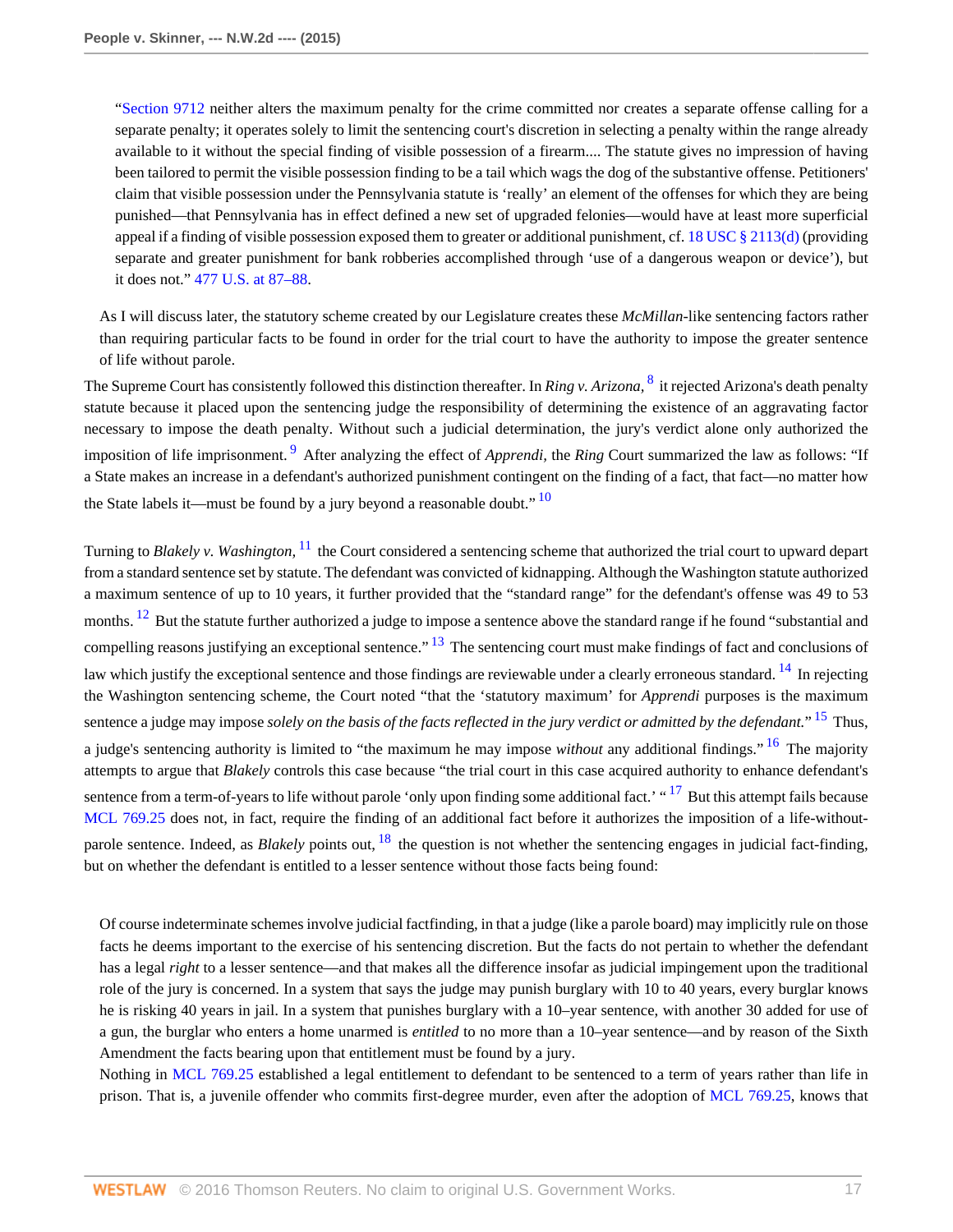> "Section 9712 neither alters the maximum penalty for the crime committed nor creates a separate offense calling for a separate penalty; it operates solely to limit the sentencing court's discretion in selecting a penalty within the range already available to it without the special finding of visible possession of a firearm.... The statute gives no impression of having been tailored to permit the visible possession finding to be a tail which wags the dog of the substantive offense. Petitioners' claim that visible possession under the Pennsylvania statute is 'really' an element of the offenses for which they are being punished—that Pennsylvania has in effect defined a new set of upgraded felonies—would have at least more superficial appeal if a finding of visible possession exposed them to greater or additional punishment, cf. 18 USC § 2113(d) (providing separate and greater punishment for bank robberies accomplished through 'use of a dangerous weapon or device'), but it does not." 477 U.S. at 87–88.

> As I will discuss later, the statutory scheme created by our Legislature creates these *McMillan*-like sentencing factors rather than requiring particular facts to be found in order for the trial court to have the authority to impose the greater sentence of life without parole.

The Supreme Court has consistently followed this distinction thereafter. In *Ring v. Arizona,* [8] it rejected Arizona's death penalty statute because it placed upon the sentencing judge the responsibility of determining the existence of an aggravating factor necessary to impose the death penalty. Without such a judicial determination, the jury's verdict alone only authorized the imposition of life imprisonment. [9] After analyzing the effect of *Apprendi,* the *Ring* Court summarized the law as follows: "If a State makes an increase in a defendant's authorized punishment contingent on the finding of a fact, that fact—no matter how the State labels it—must be found by a jury beyond a reasonable doubt." [10]

Turning to *Blakely v. Washington,* [11] the Court considered a sentencing scheme that authorized the trial court to upward depart from a standard sentence set by statute. The defendant was convicted of kidnapping. Although the Washington statute authorized a maximum sentence of up to 10 years, it further provided that the "standard range" for the defendant's offense was 49 to 53 months. [12] But the statute further authorized a judge to impose a sentence above the standard range if he found "substantial and compelling reasons justifying an exceptional sentence." [13] The sentencing court must make findings of fact and conclusions of law which justify the exceptional sentence and those findings are reviewable under a clearly erroneous standard. [14] In rejecting the Washington sentencing scheme, the Court noted "that the 'statutory maximum' for *Apprendi* purposes is the maximum sentence a judge may impose *solely on the basis of the facts reflected in the jury verdict or admitted by the defendant.*" [15] Thus, a judge's sentencing authority is limited to "the maximum he may impose *without* any additional findings." [16] The majority attempts to argue that *Blakely* controls this case because "the trial court in this case acquired authority to enhance defendant's sentence from a term-of-years to life without parole 'only upon finding some additional fact.' " [17] But this attempt fails because MCL 769.25 does not, in fact, require the finding of an additional fact before it authorizes the imposition of a life-without-parole sentence. Indeed, as *Blakely* points out, [18] the question is not whether the sentencing engages in judicial fact-finding, but on whether the defendant is entitled to a lesser sentence without those facts being found:

> Of course indeterminate schemes involve judicial factfinding, in that a judge (like a parole board) may implicitly rule on those facts he deems important to the exercise of his sentencing discretion. But the facts do not pertain to whether the defendant has a legal *right* to a lesser sentence—and that makes all the difference insofar as judicial impingement upon the traditional role of the jury is concerned. In a system that says the judge may punish burglary with 10 to 40 years, every burglar knows he is risking 40 years in jail. In a system that punishes burglary with a 10–year sentence, with another 30 added for use of a gun, the burglar who enters a home unarmed is *entitled* to no more than a 10–year sentence—and by reason of the Sixth Amendment the facts bearing upon that entitlement must be found by a jury.
>
> Nothing in MCL 769.25 established a legal entitlement to defendant to be sentenced to a term of years rather than life in prison. That is, a juvenile offender who commits first-degree murder, even after the adoption of MCL 769.25, knows that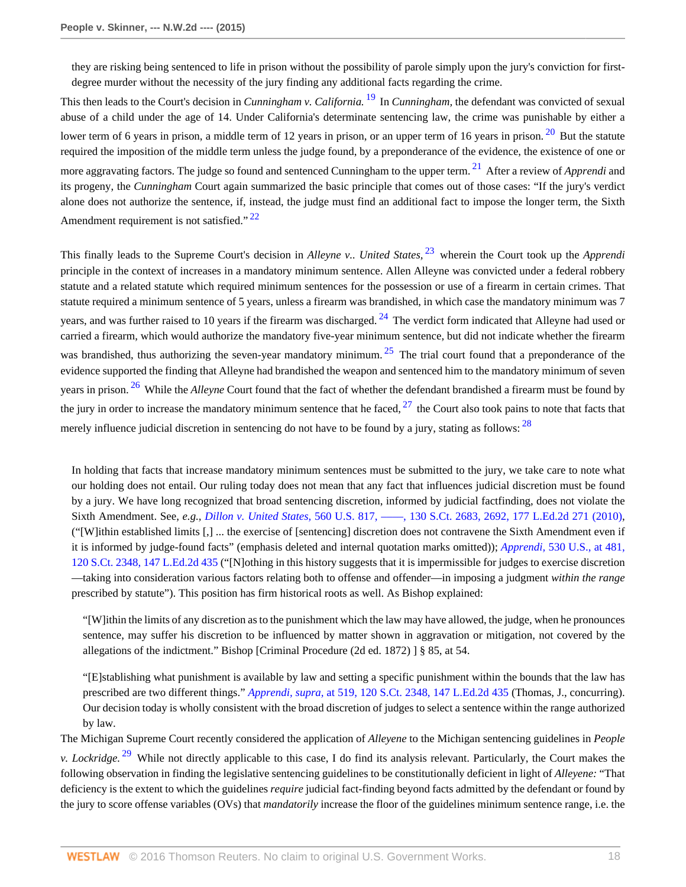> they are risking being sentenced to life in prison without the possibility of parole simply upon the jury's conviction for first-degree murder without the necessity of the jury finding any additional facts regarding the crime.

This then leads to the Court's decision in *Cunningham v. California.* [19] In *Cunningham,* the defendant was convicted of sexual abuse of a child under the age of 14. Under California's determinate sentencing law, the crime was punishable by either a lower term of 6 years in prison, a middle term of 12 years in prison, or an upper term of 16 years in prison. [20] But the statute required the imposition of the middle term unless the judge found, by a preponderance of the evidence, the existence of one or more aggravating factors. The judge so found and sentenced Cunningham to the upper term. [21] After a review of *Apprendi* and its progeny, the *Cunningham* Court again summarized the basic principle that comes out of those cases: "If the jury's verdict alone does not authorize the sentence, if, instead, the judge must find an additional fact to impose the longer term, the Sixth Amendment requirement is not satisfied." [22]

This finally leads to the Supreme Court's decision in *Alleyne v.. United States,* [23] wherein the Court took up the *Apprendi* principle in the context of increases in a mandatory minimum sentence. Allen Alleyne was convicted under a federal robbery statute and a related statute which required minimum sentences for the possession or use of a firearm in certain crimes. That statute required a minimum sentence of 5 years, unless a firearm was brandished, in which case the mandatory minimum was 7 years, and was further raised to 10 years if the firearm was discharged. [24] The verdict form indicated that Alleyne had used or carried a firearm, which would authorize the mandatory five-year minimum sentence, but did not indicate whether the firearm was brandished, thus authorizing the seven-year mandatory minimum. [25] The trial court found that a preponderance of the evidence supported the finding that Alleyne had brandished the weapon and sentenced him to the mandatory minimum of seven years in prison. [26] While the *Alleyne* Court found that the fact of whether the defendant brandished a firearm must be found by the jury in order to increase the mandatory minimum sentence that he faced, [27] the Court also took pains to note that facts that merely influence judicial discretion in sentencing do not have to be found by a jury, stating as follows: [28]

> In holding that facts that increase mandatory minimum sentences must be submitted to the jury, we take care to note what our holding does not entail. Our ruling today does not mean that any fact that influences judicial discretion must be found by a jury. We have long recognized that broad sentencing discretion, informed by judicial factfinding, does not violate the Sixth Amendment. See, *e.g., Dillon v. United States,* 560 U.S. 817, ——, 130 S.Ct. 2683, 2692, 177 L.Ed.2d 271 (2010), ("[W]ithin established limits [,] ... the exercise of [sentencing] discretion does not contravene the Sixth Amendment even if it is informed by judge-found facts" (emphasis deleted and internal quotation marks omitted)); *Apprendi,* 530 U.S., at 481, 120 S.Ct. 2348, 147 L.Ed.2d 435 ("[N]othing in this history suggests that it is impermissible for judges to exercise discretion—taking into consideration various factors relating both to offense and offender—in imposing a judgment *within the range* prescribed by statute"). This position has firm historical roots as well. As Bishop explained:
>
>> "[W]ithin the limits of any discretion as to the punishment which the law may have allowed, the judge, when he pronounces sentence, may suffer his discretion to be influenced by matter shown in aggravation or mitigation, not covered by the allegations of the indictment." Bishop [Criminal Procedure (2d ed. 1872) ] § 85, at 54.
>>
>> "[E]stablishing what punishment is available by law and setting a specific punishment within the bounds that the law has prescribed are two different things." *Apprendi, supra,* at 519, 120 S.Ct. 2348, 147 L.Ed.2d 435 (Thomas, J., concurring). Our decision today is wholly consistent with the broad discretion of judges to select a sentence within the range authorized by law.

The Michigan Supreme Court recently considered the application of *Alleyene* to the Michigan sentencing guidelines in *People v. Lockridge.* [29] While not directly applicable to this case, I do find its analysis relevant. Particularly, the Court makes the following observation in finding the legislative sentencing guidelines to be constitutionally deficient in light of *Alleyene:* "That deficiency is the extent to which the guidelines *require* judicial fact-finding beyond facts admitted by the defendant or found by the jury to score offense variables (OVs) that *mandatorily* increase the floor of the guidelines minimum sentence range, i.e. the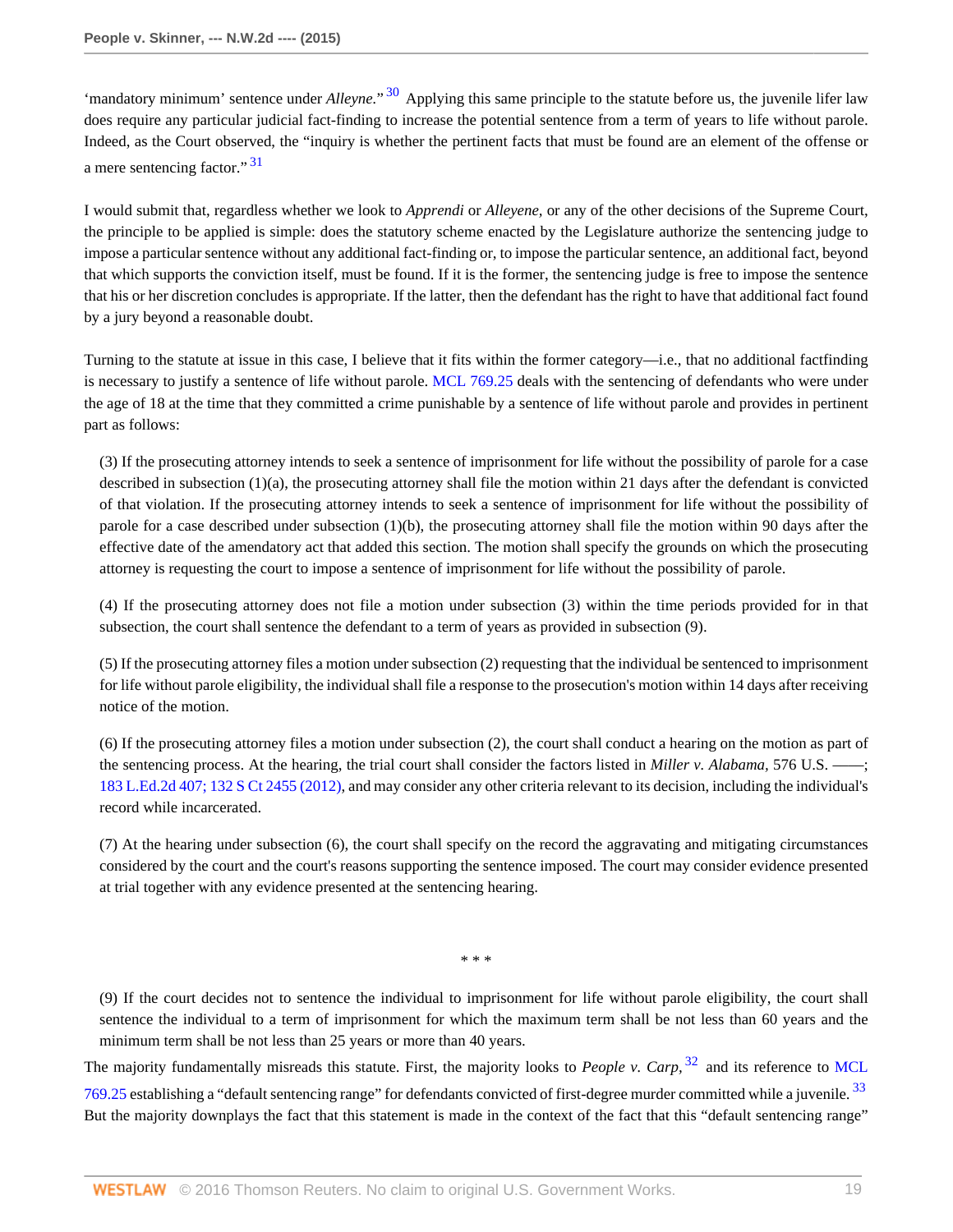'mandatory minimum' sentence under *Alleyne*."[30] Applying this same principle to the statute before us, the juvenile lifer law does require any particular judicial fact-finding to increase the potential sentence from a term of years to life without parole. Indeed, as the Court observed, the "inquiry is whether the pertinent facts that must be found are an element of the offense or a mere sentencing factor."[31]

I would submit that, regardless whether we look to *Apprendi* or *Alleyene*, or any of the other decisions of the Supreme Court, the principle to be applied is simple: does the statutory scheme enacted by the Legislature authorize the sentencing judge to impose a particular sentence without any additional fact-finding or, to impose the particular sentence, an additional fact, beyond that which supports the conviction itself, must be found. If it is the former, the sentencing judge is free to impose the sentence that his or her discretion concludes is appropriate. If the latter, then the defendant has the right to have that additional fact found by a jury beyond a reasonable doubt.

Turning to the statute at issue in this case, I believe that it fits within the former category—i.e., that no additional factfinding is necessary to justify a sentence of life without parole. MCL 769.25 deals with the sentencing of defendants who were under the age of 18 at the time that they committed a crime punishable by a sentence of life without parole and provides in pertinent part as follows:

> (3) If the prosecuting attorney intends to seek a sentence of imprisonment for life without the possibility of parole for a case described in subsection (1)(a), the prosecuting attorney shall file the motion within 21 days after the defendant is convicted of that violation. If the prosecuting attorney intends to seek a sentence of imprisonment for life without the possibility of parole for a case described under subsection (1)(b), the prosecuting attorney shall file the motion within 90 days after the effective date of the amendatory act that added this section. The motion shall specify the grounds on which the prosecuting attorney is requesting the court to impose a sentence of imprisonment for life without the possibility of parole.
>
> (4) If the prosecuting attorney does not file a motion under subsection (3) within the time periods provided for in that subsection, the court shall sentence the defendant to a term of years as provided in subsection (9).
>
> (5) If the prosecuting attorney files a motion under subsection (2) requesting that the individual be sentenced to imprisonment for life without parole eligibility, the individual shall file a response to the prosecution's motion within 14 days after receiving notice of the motion.
>
> (6) If the prosecuting attorney files a motion under subsection (2), the court shall conduct a hearing on the motion as part of the sentencing process. At the hearing, the trial court shall consider the factors listed in *Miller v. Alabama*, 576 U.S. ——; 183 L.Ed.2d 407; 132 S Ct 2455 (2012), and may consider any other criteria relevant to its decision, including the individual's record while incarcerated.
>
> (7) At the hearing under subsection (6), the court shall specify on the record the aggravating and mitigating circumstances considered by the court and the court's reasons supporting the sentence imposed. The court may consider evidence presented at trial together with any evidence presented at the sentencing hearing.
>
> \* \* \*
>
> (9) If the court decides not to sentence the individual to imprisonment for life without parole eligibility, the court shall sentence the individual to a term of imprisonment for which the maximum term shall be not less than 60 years and the minimum term shall be not less than 25 years or more than 40 years.

The majority fundamentally misreads this statute. First, the majority looks to *People v. Carp*,[32] and its reference to MCL 769.25 establishing a "default sentencing range" for defendants convicted of first-degree murder committed while a juvenile.[33] But the majority downplays the fact that this statement is made in the context of the fact that this "default sentencing range"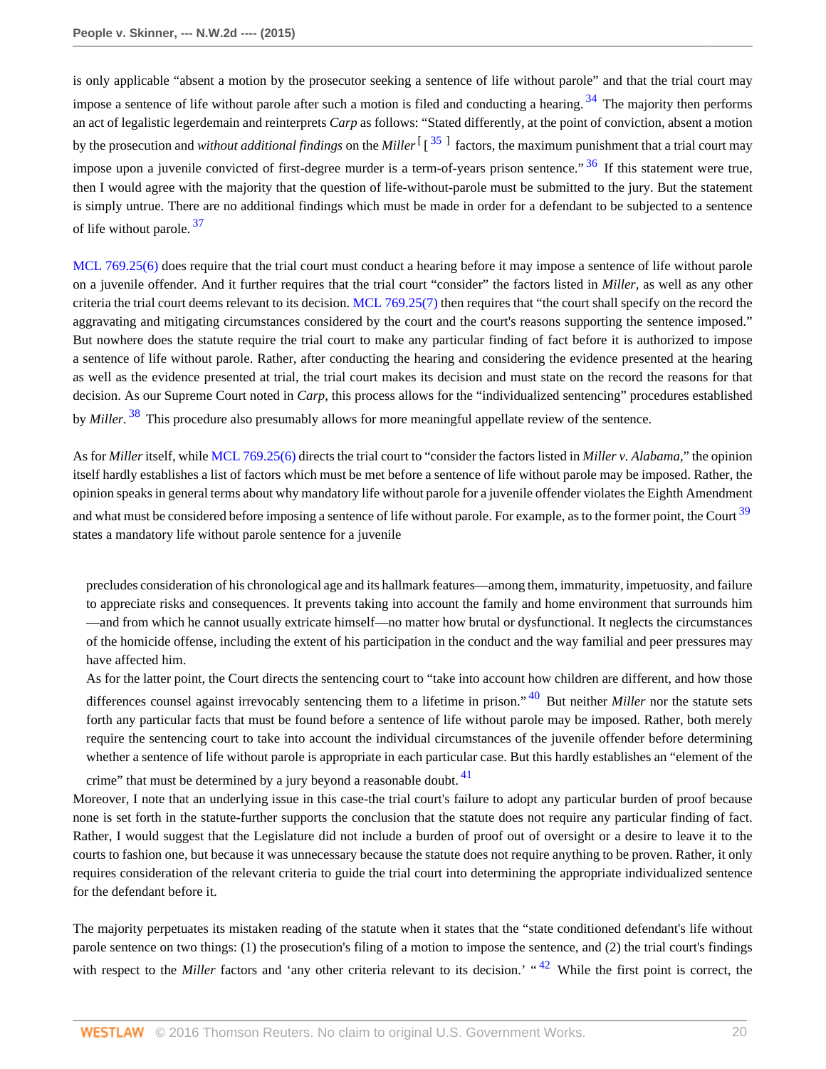is only applicable "absent a motion by the prosecutor seeking a sentence of life without parole" and that the trial court may impose a sentence of life without parole after such a motion is filed and conducting a hearing. [34] The majority then performs an act of legalistic legerdemain and reinterprets *Carp* as follows: "Stated differently, at the point of conviction, absent a motion by the prosecution and *without additional findings* on the *Miller* [ [35] ] factors, the maximum punishment that a trial court may impose upon a juvenile convicted of first-degree murder is a term-of-years prison sentence." [36] If this statement were true, then I would agree with the majority that the question of life-without-parole must be submitted to the jury. But the statement is simply untrue. There are no additional findings which must be made in order for a defendant to be subjected to a sentence of life without parole. [37]

MCL 769.25(6) does require that the trial court must conduct a hearing before it may impose a sentence of life without parole on a juvenile offender. And it further requires that the trial court "consider" the factors listed in *Miller*, as well as any other criteria the trial court deems relevant to its decision. MCL 769.25(7) then requires that "the court shall specify on the record the aggravating and mitigating circumstances considered by the court and the court's reasons supporting the sentence imposed." But nowhere does the statute require the trial court to make any particular finding of fact before it is authorized to impose a sentence of life without parole. Rather, after conducting the hearing and considering the evidence presented at the hearing as well as the evidence presented at trial, the trial court makes its decision and must state on the record the reasons for that decision. As our Supreme Court noted in *Carp*, this process allows for the "individualized sentencing" procedures established by *Miller*. [38] This procedure also presumably allows for more meaningful appellate review of the sentence.

As for *Miller* itself, while MCL 769.25(6) directs the trial court to "consider the factors listed in *Miller v. Alabama*," the opinion itself hardly establishes a list of factors which must be met before a sentence of life without parole may be imposed. Rather, the opinion speaks in general terms about why mandatory life without parole for a juvenile offender violates the Eighth Amendment and what must be considered before imposing a sentence of life without parole. For example, as to the former point, the Court [39] states a mandatory life without parole sentence for a juvenile

> precludes consideration of his chronological age and its hallmark features—among them, immaturity, impetuosity, and failure to appreciate risks and consequences. It prevents taking into account the family and home environment that surrounds him—and from which he cannot usually extricate himself—no matter how brutal or dysfunctional. It neglects the circumstances of the homicide offense, including the extent of his participation in the conduct and the way familial and peer pressures may have affected him.
>
> As for the latter point, the Court directs the sentencing court to "take into account how children are different, and how those differences counsel against irrevocably sentencing them to a lifetime in prison." [40] But neither *Miller* nor the statute sets forth any particular facts that must be found before a sentence of life without parole may be imposed. Rather, both merely require the sentencing court to take into account the individual circumstances of the juvenile offender before determining whether a sentence of life without parole is appropriate in each particular case. But this hardly establishes an "element of the crime" that must be determined by a jury beyond a reasonable doubt. [41]

Moreover, I note that an underlying issue in this case-the trial court's failure to adopt any particular burden of proof because none is set forth in the statute-further supports the conclusion that the statute does not require any particular finding of fact. Rather, I would suggest that the Legislature did not include a burden of proof out of oversight or a desire to leave it to the courts to fashion one, but because it was unnecessary because the statute does not require anything to be proven. Rather, it only requires consideration of the relevant criteria to guide the trial court into determining the appropriate individualized sentence for the defendant before it.

The majority perpetuates its mistaken reading of the statute when it states that the "state conditioned defendant's life without parole sentence on two things: (1) the prosecution's filing of a motion to impose the sentence, and (2) the trial court's findings with respect to the *Miller* factors and 'any other criteria relevant to its decision.' " [42] While the first point is correct, the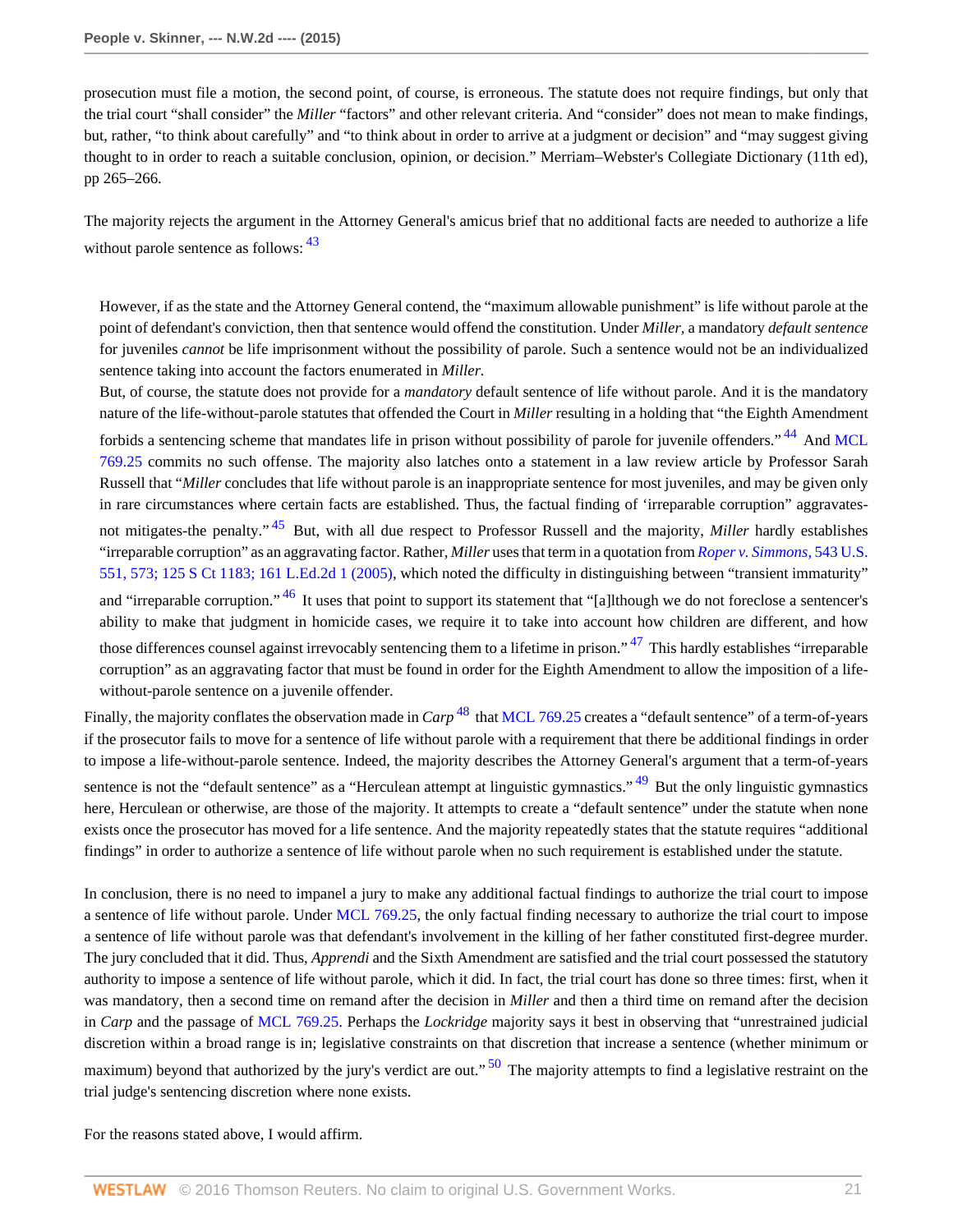prosecution must file a motion, the second point, of course, is erroneous. The statute does not require findings, but only that the trial court "shall consider" the *Miller* "factors" and other relevant criteria. And "consider" does not mean to make findings, but, rather, "to think about carefully" and "to think about in order to arrive at a judgment or decision" and "may suggest giving thought to in order to reach a suitable conclusion, opinion, or decision." Merriam–Webster's Collegiate Dictionary (11th ed), pp 265–266.

The majority rejects the argument in the Attorney General's amicus brief that no additional facts are needed to authorize a life without parole sentence as follows: [43]

> However, if as the state and the Attorney General contend, the "maximum allowable punishment" is life without parole at the point of defendant's conviction, then that sentence would offend the constitution. Under *Miller*, a mandatory *default sentence* for juveniles *cannot* be life imprisonment without the possibility of parole. Such a sentence would not be an individualized sentence taking into account the factors enumerated in *Miller*.
>
> But, of course, the statute does not provide for a *mandatory* default sentence of life without parole. And it is the mandatory nature of the life-without-parole statutes that offended the Court in *Miller* resulting in a holding that "the Eighth Amendment forbids a sentencing scheme that mandates life in prison without possibility of parole for juvenile offenders." [44] And MCL 769.25 commits no such offense. The majority also latches onto a statement in a law review article by Professor Sarah Russell that "*Miller* concludes that life without parole is an inappropriate sentence for most juveniles, and may be given only in rare circumstances where certain facts are established. Thus, the factual finding of 'irreparable corruption' aggravates-not mitigates-the penalty." [45] But, with all due respect to Professor Russell and the majority, *Miller* hardly establishes "irreparable corruption" as an aggravating factor. Rather, *Miller* uses that term in a quotation from *Roper v. Simmons,* 543 U.S. 551, 573; 125 S Ct 1183; 161 L.Ed.2d 1 (2005), which noted the difficulty in distinguishing between "transient immaturity" and "irreparable corruption." [46] It uses that point to support its statement that "[a]lthough we do not foreclose a sentencer's ability to make that judgment in homicide cases, we require it to take into account how children are different, and how those differences counsel against irrevocably sentencing them to a lifetime in prison." [47] This hardly establishes "irreparable corruption" as an aggravating factor that must be found in order for the Eighth Amendment to allow the imposition of a life-without-parole sentence on a juvenile offender.

Finally, the majority conflates the observation made in *Carp* [48] that MCL 769.25 creates a "default sentence" of a term-of-years if the prosecutor fails to move for a sentence of life without parole with a requirement that there be additional findings in order to impose a life-without-parole sentence. Indeed, the majority describes the Attorney General's argument that a term-of-years sentence is not the "default sentence" as a "Herculean attempt at linguistic gymnastics." [49] But the only linguistic gymnastics here, Herculean or otherwise, are those of the majority. It attempts to create a "default sentence" under the statute when none exists once the prosecutor has moved for a life sentence. And the majority repeatedly states that the statute requires "additional findings" in order to authorize a sentence of life without parole when no such requirement is established under the statute.

In conclusion, there is no need to impanel a jury to make any additional factual findings to authorize the trial court to impose a sentence of life without parole. Under MCL 769.25, the only factual finding necessary to authorize the trial court to impose a sentence of life without parole was that defendant's involvement in the killing of her father constituted first-degree murder. The jury concluded that it did. Thus, *Apprendi* and the Sixth Amendment are satisfied and the trial court possessed the statutory authority to impose a sentence of life without parole, which it did. In fact, the trial court has done so three times: first, when it was mandatory, then a second time on remand after the decision in *Miller* and then a third time on remand after the decision in *Carp* and the passage of MCL 769.25. Perhaps the *Lockridge* majority says it best in observing that "unrestrained judicial discretion within a broad range is in; legislative constraints on that discretion that increase a sentence (whether minimum or maximum) beyond that authorized by the jury's verdict are out." [50] The majority attempts to find a legislative restraint on the trial judge's sentencing discretion where none exists.

For the reasons stated above, I would affirm.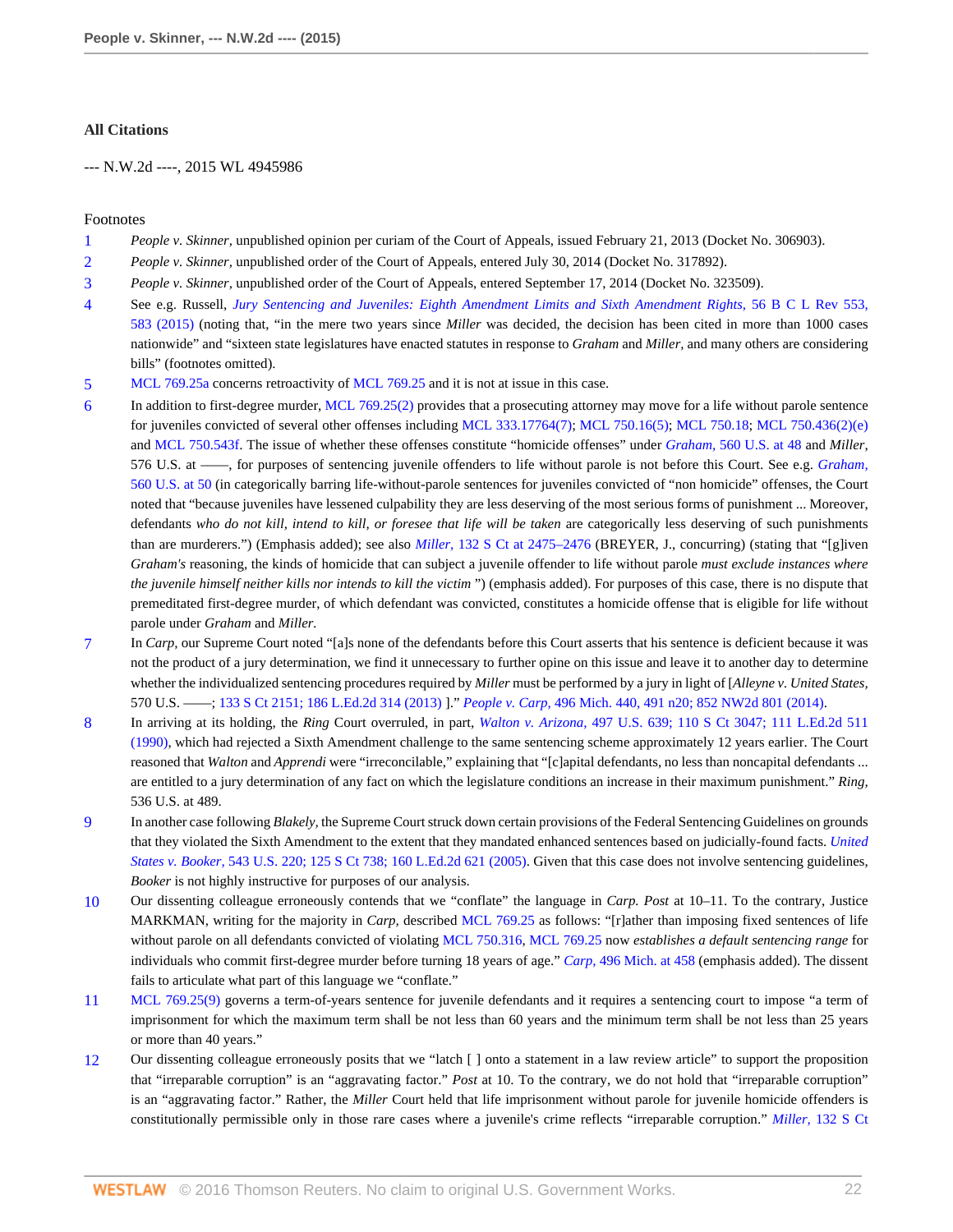## All Citations

--- N.W.2d ----, 2015 WL 4945986

### Footnotes

1. *People v. Skinner*, unpublished opinion per curiam of the Court of Appeals, issued February 21, 2013 (Docket No. 306903).
2. *People v. Skinner*, unpublished order of the Court of Appeals, entered July 30, 2014 (Docket No. 317892).
3. *People v. Skinner*, unpublished order of the Court of Appeals, entered September 17, 2014 (Docket No. 323509).
4. See e.g. Russell, *Jury Sentencing and Juveniles: Eighth Amendment Limits and Sixth Amendment Rights*, 56 B C L Rev 553, 583 (2015) (noting that, "in the mere two years since *Miller* was decided, the decision has been cited in more than 1000 cases nationwide" and "sixteen state legislatures have enacted statutes in response to *Graham* and *Miller*, and many others are considering bills" (footnotes omitted).
5. MCL 769.25a concerns retroactivity of MCL 769.25 and it is not at issue in this case.
6. In addition to first-degree murder, MCL 769.25(2) provides that a prosecuting attorney may move for a life without parole sentence for juveniles convicted of several other offenses including MCL 333.17764(7); MCL 750.16(5); MCL 750.18; MCL 750.436(2)(e) and MCL 750.543f. The issue of whether these offenses constitute "homicide offenses" under *Graham*, 560 U.S. at 48 and *Miller*, 576 U.S. at ––––, for purposes of sentencing juvenile offenders to life without parole is not before this Court. See e.g. *Graham*, 560 U.S. at 50 (in categorically barring life-without-parole sentences for juveniles convicted of "non homicide" offenses, the Court noted that "because juveniles have lessened culpability they are less deserving of the most serious forms of punishment ... Moreover, defendants *who do not kill, intend to kill, or foresee that life will be taken* are categorically less deserving of such punishments than are murderers.") (Emphasis added); see also *Miller*, 132 S Ct at 2475–2476 (BREYER, J., concurring) (stating that "[g]iven *Graham's* reasoning, the kinds of homicide that can subject a juvenile offender to life without parole *must exclude instances where the juvenile himself neither kills nor intends to kill the victim* ") (emphasis added). For purposes of this case, there is no dispute that premeditated first-degree murder, of which defendant was convicted, constitutes a homicide offense that is eligible for life without parole under *Graham* and *Miller*.
7. In *Carp*, our Supreme Court noted "[a]s none of the defendants before this Court asserts that his sentence is deficient because it was not the product of a jury determination, we find it unnecessary to further opine on this issue and leave it to another day to determine whether the individualized sentencing procedures required by *Miller* must be performed by a jury in light of [*Alleyne v. United States*, 570 U.S. ––––; 133 S Ct 2151; 186 L.Ed.2d 314 (2013) ]." *People v. Carp*, 496 Mich. 440, 491 n20; 852 NW2d 801 (2014).
8. In arriving at its holding, the *Ring* Court overruled, in part, *Walton v. Arizona*, 497 U.S. 639; 110 S Ct 3047; 111 L.Ed.2d 511 (1990), which had rejected a Sixth Amendment challenge to the same sentencing scheme approximately 12 years earlier. The Court reasoned that *Walton* and *Apprendi* were "irreconcilable," explaining that "[c]apital defendants, no less than noncapital defendants ... are entitled to a jury determination of any fact on which the legislature conditions an increase in their maximum punishment." *Ring*, 536 U.S. at 489.
9. In another case following *Blakely*, the Supreme Court struck down certain provisions of the Federal Sentencing Guidelines on grounds that they violated the Sixth Amendment to the extent that they mandated enhanced sentences based on judicially-found facts. *United States v. Booker*, 543 U.S. 220; 125 S Ct 738; 160 L.Ed.2d 621 (2005). Given that this case does not involve sentencing guidelines, *Booker* is not highly instructive for purposes of our analysis.
10. Our dissenting colleague erroneously contends that we "conflate" the language in *Carp. Post* at 10–11. To the contrary, Justice MARKMAN, writing for the majority in *Carp*, described MCL 769.25 as follows: "[r]ather than imposing fixed sentences of life without parole on all defendants convicted of violating MCL 750.316, MCL 769.25 now *establishes a default sentencing range* for individuals who commit first-degree murder before turning 18 years of age." *Carp*, 496 Mich. at 458 (emphasis added). The dissent fails to articulate what part of this language we "conflate."
11. MCL 769.25(9) governs a term-of-years sentence for juvenile defendants and it requires a sentencing court to impose "a term of imprisonment for which the maximum term shall be not less than 60 years and the minimum term shall be not less than 25 years or more than 40 years."
12. Our dissenting colleague erroneously posits that we "latch [ ] onto a statement in a law review article" to support the proposition that "irreparable corruption" is an "aggravating factor." *Post* at 10. To the contrary, we do not hold that "irreparable corruption" is an "aggravating factor." Rather, the *Miller* Court held that life imprisonment without parole for juvenile homicide offenders is constitutionally permissible only in those rare cases where a juvenile's crime reflects "irreparable corruption." *Miller*, 132 S Ct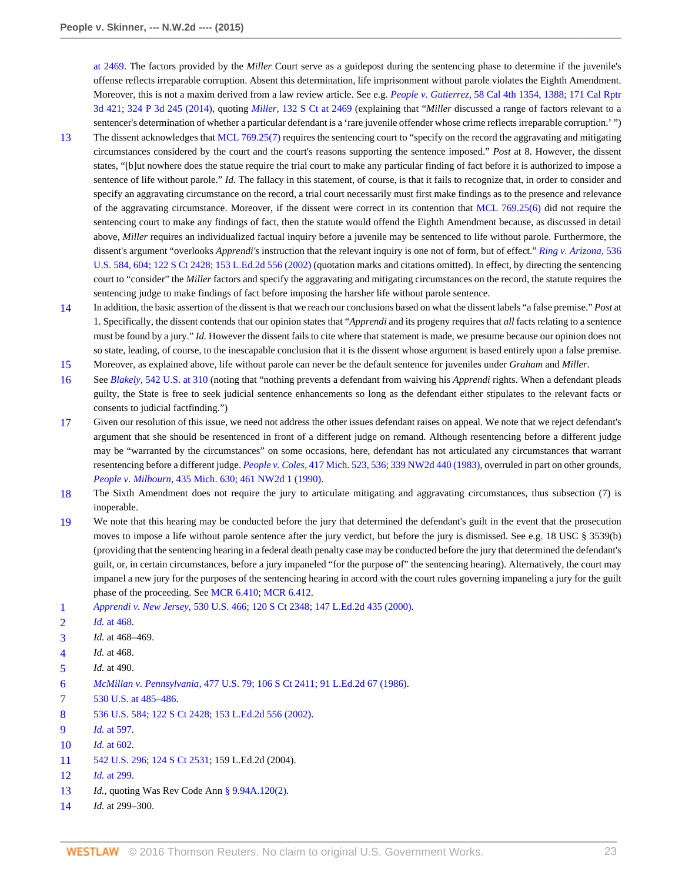at 2469. The factors provided by the *Miller* Court serve as a guidepost during the sentencing phase to determine if the juvenile's offense reflects irreparable corruption. Absent this determination, life imprisonment without parole violates the Eighth Amendment. Moreover, this is not a maxim derived from a law review article. See e.g. *People v. Gutierrez,* 58 Cal 4th 1354, 1388; 171 Cal Rptr 3d 421; 324 P 3d 245 (2014), quoting *Miller,* 132 S Ct at 2469 (explaining that "*Miller* discussed a range of factors relevant to a sentencer's determination of whether a particular defendant is a 'rare juvenile offender whose crime reflects irreparable corruption.' ")

13 The dissent acknowledges that MCL 769.25(7) requires the sentencing court to "specify on the record the aggravating and mitigating circumstances considered by the court and the court's reasons supporting the sentence imposed." *Post* at 8. However, the dissent states, "[b]ut nowhere does the statue require the trial court to make any particular finding of fact before it is authorized to impose a sentence of life without parole." *Id.* The fallacy in this statement, of course, is that it fails to recognize that, in order to consider and specify an aggravating circumstance on the record, a trial court necessarily must first make findings as to the presence and relevance of the aggravating circumstance. Moreover, if the dissent were correct in its contention that MCL 769.25(6) did not require the sentencing court to make any findings of fact, then the statute would offend the Eighth Amendment because, as discussed in detail above, *Miller* requires an individualized factual inquiry before a juvenile may be sentenced to life without parole. Furthermore, the dissent's argument "overlooks *Apprendi's* instruction that the relevant inquiry is one not of form, but of effect." *Ring v. Arizona,* 536 U.S. 584, 604; 122 S Ct 2428; 153 L.Ed.2d 556 (2002) (quotation marks and citations omitted). In effect, by directing the sentencing court to "consider" the *Miller* factors and specify the aggravating and mitigating circumstances on the record, the statute requires the sentencing judge to make findings of fact before imposing the harsher life without parole sentence.

14 In addition, the basic assertion of the dissent is that we reach our conclusions based on what the dissent labels "a false premise." *Post* at 1. Specifically, the dissent contends that our opinion states that "*Apprendi* and its progeny requires that *all* facts relating to a sentence must be found by a jury." *Id.* However the dissent fails to cite where that statement is made, we presume because our opinion does not so state, leading, of course, to the inescapable conclusion that it is the dissent whose argument is based entirely upon a false premise.

15 Moreover, as explained above, life without parole can never be the default sentence for juveniles under *Graham* and *Miller.*

16 See *Blakely,* 542 U.S. at 310 (noting that "nothing prevents a defendant from waiving his *Apprendi* rights. When a defendant pleads guilty, the State is free to seek judicial sentence enhancements so long as the defendant either stipulates to the relevant facts or consents to judicial factfinding.")

17 Given our resolution of this issue, we need not address the other issues defendant raises on appeal. We note that we reject defendant's argument that she should be resentenced in front of a different judge on remand. Although resentencing before a different judge may be "warranted by the circumstances" on some occasions, here, defendant has not articulated any circumstances that warrant resentencing before a different judge. *People v. Coles,* 417 Mich. 523, 536; 339 NW2d 440 (1983), overruled in part on other grounds, *People v. Milbourn,* 435 Mich. 630; 461 NW2d 1 (1990).

18 The Sixth Amendment does not require the jury to articulate mitigating and aggravating circumstances, thus subsection (7) is inoperable.

19 We note that this hearing may be conducted before the jury that determined the defendant's guilt in the event that the prosecution moves to impose a life without parole sentence after the jury verdict, but before the jury is dismissed. See e.g. 18 USC § 3539(b) (providing that the sentencing hearing in a federal death penalty case may be conducted before the jury that determined the defendant's guilt, or, in certain circumstances, before a jury impaneled "for the purpose of" the sentencing hearing). Alternatively, the court may impanel a new jury for the purposes of the sentencing hearing in accord with the court rules governing impaneling a jury for the guilt phase of the proceeding. See MCR 6.410; MCR 6.412.

1 *Apprendi v. New Jersey,* 530 U.S. 466; 120 S Ct 2348; 147 L.Ed.2d 435 (2000).

2 *Id.* at 468.

3 *Id.* at 468–469.

4 *Id.* at 468.

5 *Id.* at 490.

6 *McMillan v. Pennsylvania,* 477 U.S. 79; 106 S Ct 2411; 91 L.Ed.2d 67 (1986).

7 530 U.S. at 485–486.

8 536 U.S. 584; 122 S Ct 2428; 153 L.Ed.2d 556 (2002).

9 *Id.* at 597.

10 *Id.* at 602.

11 542 U.S. 296; 124 S Ct 2531; 159 L.Ed.2d (2004).

12 *Id.* at 299.

13 *Id.,* quoting Was Rev Code Ann § 9.94A.120(2).

14 *Id.* at 299–300.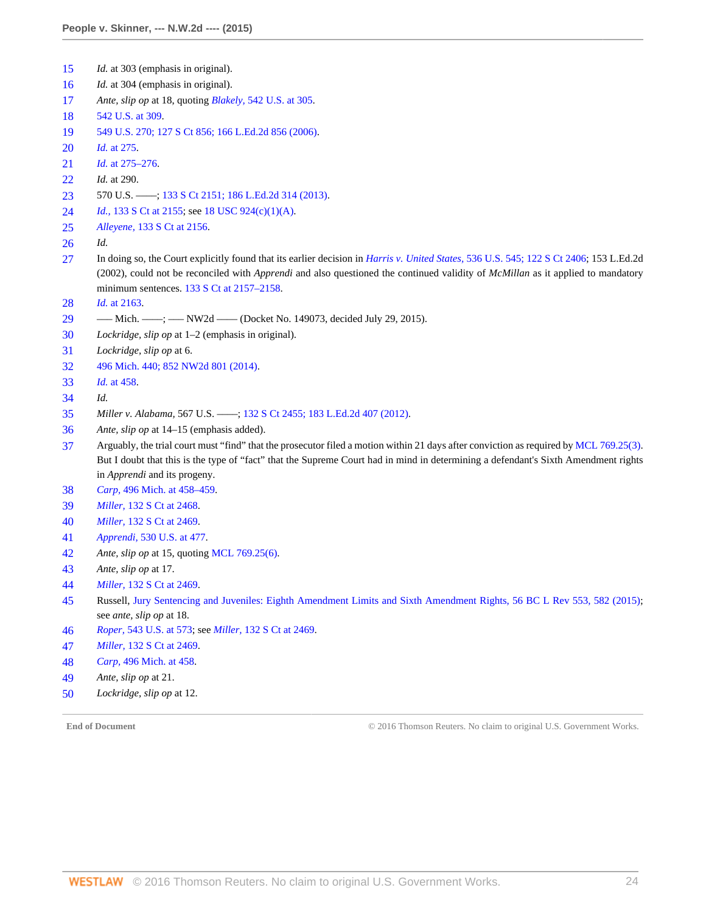15 *Id.* at 303 (emphasis in original).

16 *Id.* at 304 (emphasis in original).

17 *Ante, slip op* at 18, quoting *Blakely,* 542 U.S. at 305.

18 542 U.S. at 309.

19 549 U.S. 270; 127 S Ct 856; 166 L.Ed.2d 856 (2006).

20 *Id.* at 275.

21 *Id.* at 275–276.

22 *Id.* at 290.

23 570 U.S. ––––; 133 S Ct 2151; 186 L.Ed.2d 314 (2013).

24 *Id.,* 133 S Ct at 2155; see 18 USC 924(c)(1)(A).

25 *Alleyene,* 133 S Ct at 2156.

26 *Id.*

27 In doing so, the Court explicitly found that its earlier decision in *Harris v. United States,* 536 U.S. 545; 122 S Ct 2406; 153 L.Ed.2d (2002), could not be reconciled with *Apprendi* and also questioned the continued validity of *McMillan* as it applied to mandatory minimum sentences. 133 S Ct at 2157–2158.

28 *Id.* at 2163.

29 ––– Mich. ––––; ––– NW2d –––– (Docket No. 149073, decided July 29, 2015).

30 *Lockridge, slip op* at 1–2 (emphasis in original).

31 *Lockridge, slip op* at 6.

32 496 Mich. 440; 852 NW2d 801 (2014).

33 *Id.* at 458.

34 *Id.*

35 *Miller v. Alabama,* 567 U.S. ––––; 132 S Ct 2455; 183 L.Ed.2d 407 (2012).

36 *Ante, slip op* at 14–15 (emphasis added).

37 Arguably, the trial court must "find" that the prosecutor filed a motion within 21 days after conviction as required by MCL 769.25(3). But I doubt that this is the type of "fact" that the Supreme Court had in mind in determining a defendant's Sixth Amendment rights in *Apprendi* and its progeny.

38 *Carp,* 496 Mich. at 458–459.

39 *Miller,* 132 S Ct at 2468.

40 *Miller,* 132 S Ct at 2469.

41 *Apprendi,* 530 U.S. at 477.

42 *Ante, slip op* at 15, quoting MCL 769.25(6).

43 *Ante, slip op* at 17.

44 *Miller,* 132 S Ct at 2469.

45 Russell, Jury Sentencing and Juveniles: Eighth Amendment Limits and Sixth Amendment Rights, 56 BC L Rev 553, 582 (2015); see *ante, slip op* at 18.

46 *Roper,* 543 U.S. at 573; see *Miller,* 132 S Ct at 2469.

47 *Miller,* 132 S Ct at 2469.

48 *Carp,* 496 Mich. at 458.

49 *Ante, slip op* at 21.

50 *Lockridge, slip op* at 12.

**End of Document** © 2016 Thomson Reuters. No claim to original U.S. Government Works.